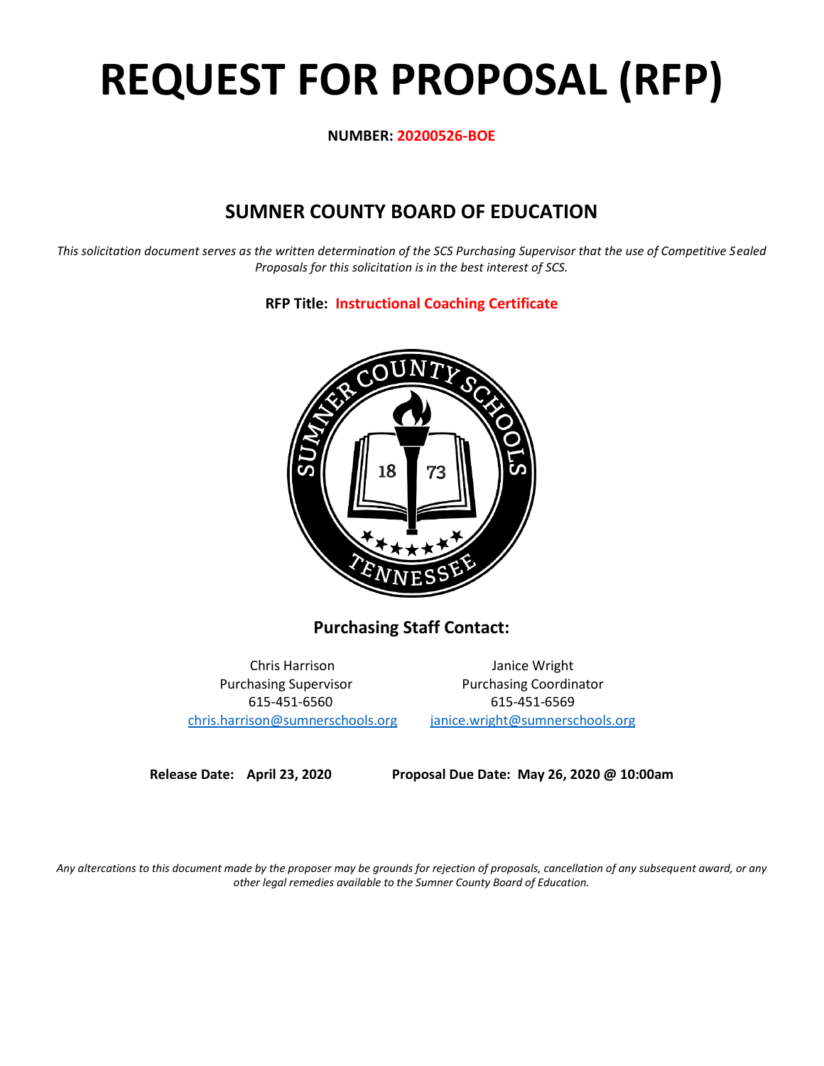# REQUEST FOR PROPOSAL (RFP)

**NUMBER: 20200526-BOE**

## SUMNER COUNTY BOARD OF EDUCATION

*This solicitation document serves as the written determination of the SCS Purchasing Supervisor that the use of Competitive Sealed Proposals for this solicitation is in the best interest of SCS.*

**RFP Title: Instructional Coaching Certificate**

### Purchasing Staff Contact:

Chris Harrison
Purchasing Supervisor
615-451-6560
chris.harrison@sumnerschools.org

Janice Wright
Purchasing Coordinator
615-451-6569
janice.wright@sumnerschools.org

**Release Date: April 23, 2020** **Proposal Due Date: May 26, 2020 @ 10:00am**

*Any altercations to this document made by the proposer may be grounds for rejection of proposals, cancellation of any subsequent award, or any other legal remedies available to the Sumner County Board of Education.*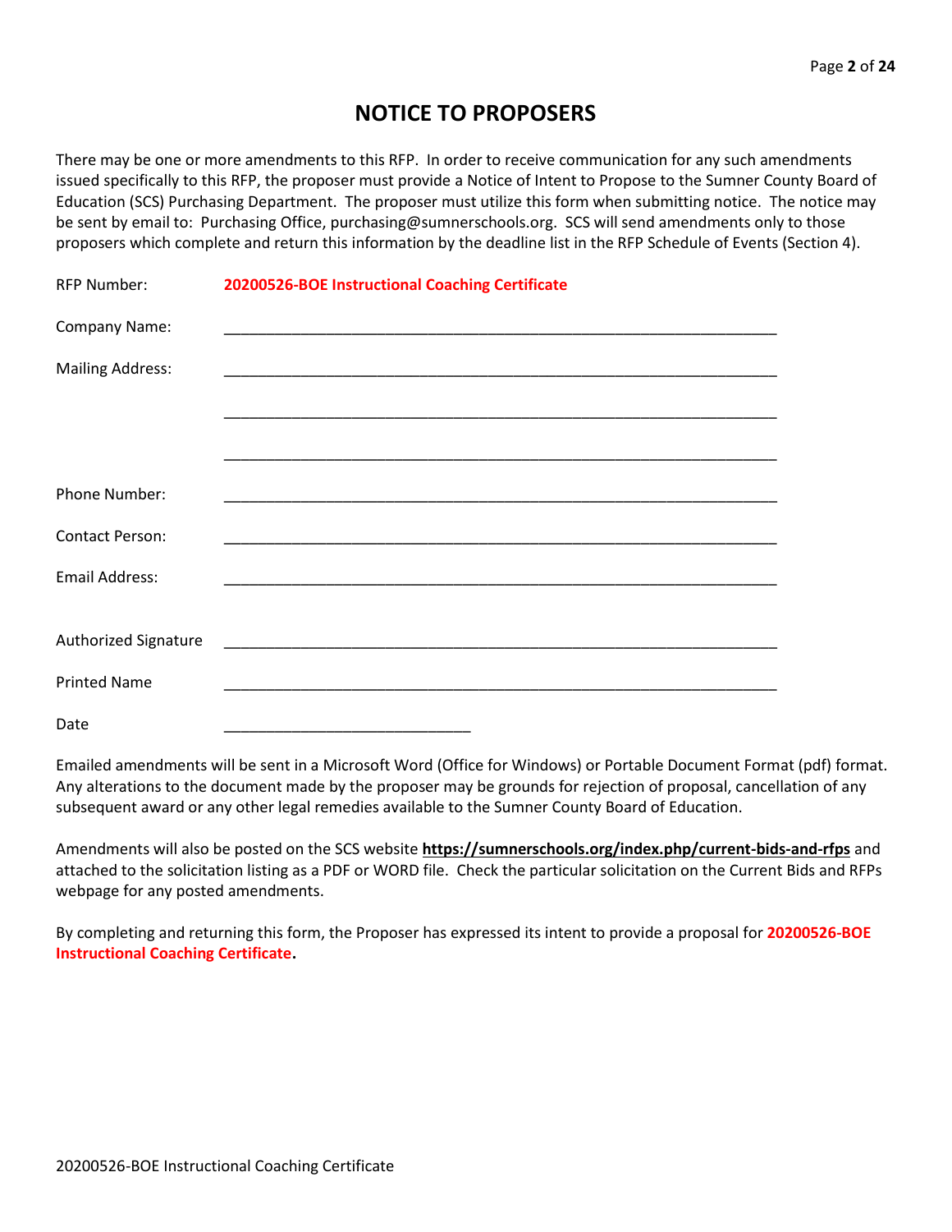# NOTICE TO PROPOSERS

There may be one or more amendments to this RFP. In order to receive communication for any such amendments issued specifically to this RFP, the proposer must provide a Notice of Intent to Propose to the Sumner County Board of Education (SCS) Purchasing Department. The proposer must utilize this form when submitting notice. The notice may be sent by email to: Purchasing Office, purchasing@sumnerschools.org. SCS will send amendments only to those proposers which complete and return this information by the deadline list in the RFP Schedule of Events (Section 4).

RFP Number: **20200526-BOE Instructional Coaching Certificate**

Company Name: ____________________________________________________________

Mailing Address: ____________________________________________________________

____________________________________________________________

____________________________________________________________

Phone Number: ____________________________________________________________

Contact Person: ____________________________________________________________

Email Address: ____________________________________________________________

Authorized Signature ____________________________________________________________

Printed Name ____________________________________________________________

Date ____________________________

Emailed amendments will be sent in a Microsoft Word (Office for Windows) or Portable Document Format (pdf) format. Any alterations to the document made by the proposer may be grounds for rejection of proposal, cancellation of any subsequent award or any other legal remedies available to the Sumner County Board of Education.

Amendments will also be posted on the SCS website **https://sumnerschools.org/index.php/current-bids-and-rfps** and attached to the solicitation listing as a PDF or WORD file. Check the particular solicitation on the Current Bids and RFPs webpage for any posted amendments.

By completing and returning this form, the Proposer has expressed its intent to provide a proposal for **20200526-BOE Instructional Coaching Certificate.**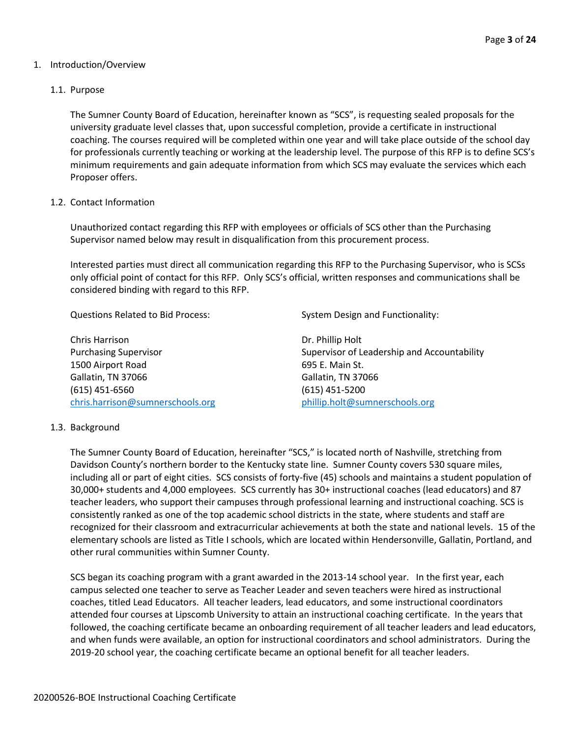1. Introduction/Overview

1.1. Purpose

The Sumner County Board of Education, hereinafter known as "SCS", is requesting sealed proposals for the university graduate level classes that, upon successful completion, provide a certificate in instructional coaching. The courses required will be completed within one year and will take place outside of the school day for professionals currently teaching or working at the leadership level. The purpose of this RFP is to define SCS's minimum requirements and gain adequate information from which SCS may evaluate the services which each Proposer offers.

1.2. Contact Information

Unauthorized contact regarding this RFP with employees or officials of SCS other than the Purchasing Supervisor named below may result in disqualification from this procurement process.

Interested parties must direct all communication regarding this RFP to the Purchasing Supervisor, who is SCSs only official point of contact for this RFP. Only SCS's official, written responses and communications shall be considered binding with regard to this RFP.

Questions Related to Bid Process:

Chris Harrison
Purchasing Supervisor
1500 Airport Road
Gallatin, TN 37066
(615) 451-6560
chris.harrison@sumnerschools.org

System Design and Functionality:

Dr. Phillip Holt
Supervisor of Leadership and Accountability
695 E. Main St.
Gallatin, TN 37066
(615) 451-5200
phillip.holt@sumnerschools.org

1.3. Background

The Sumner County Board of Education, hereinafter "SCS," is located north of Nashville, stretching from Davidson County's northern border to the Kentucky state line. Sumner County covers 530 square miles, including all or part of eight cities. SCS consists of forty-five (45) schools and maintains a student population of 30,000+ students and 4,000 employees. SCS currently has 30+ instructional coaches (lead educators) and 87 teacher leaders, who support their campuses through professional learning and instructional coaching. SCS is consistently ranked as one of the top academic school districts in the state, where students and staff are recognized for their classroom and extracurricular achievements at both the state and national levels. 15 of the elementary schools are listed as Title I schools, which are located within Hendersonville, Gallatin, Portland, and other rural communities within Sumner County.

SCS began its coaching program with a grant awarded in the 2013-14 school year. In the first year, each campus selected one teacher to serve as Teacher Leader and seven teachers were hired as instructional coaches, titled Lead Educators. All teacher leaders, lead educators, and some instructional coordinators attended four courses at Lipscomb University to attain an instructional coaching certificate. In the years that followed, the coaching certificate became an onboarding requirement of all teacher leaders and lead educators, and when funds were available, an option for instructional coordinators and school administrators. During the 2019-20 school year, the coaching certificate became an optional benefit for all teacher leaders.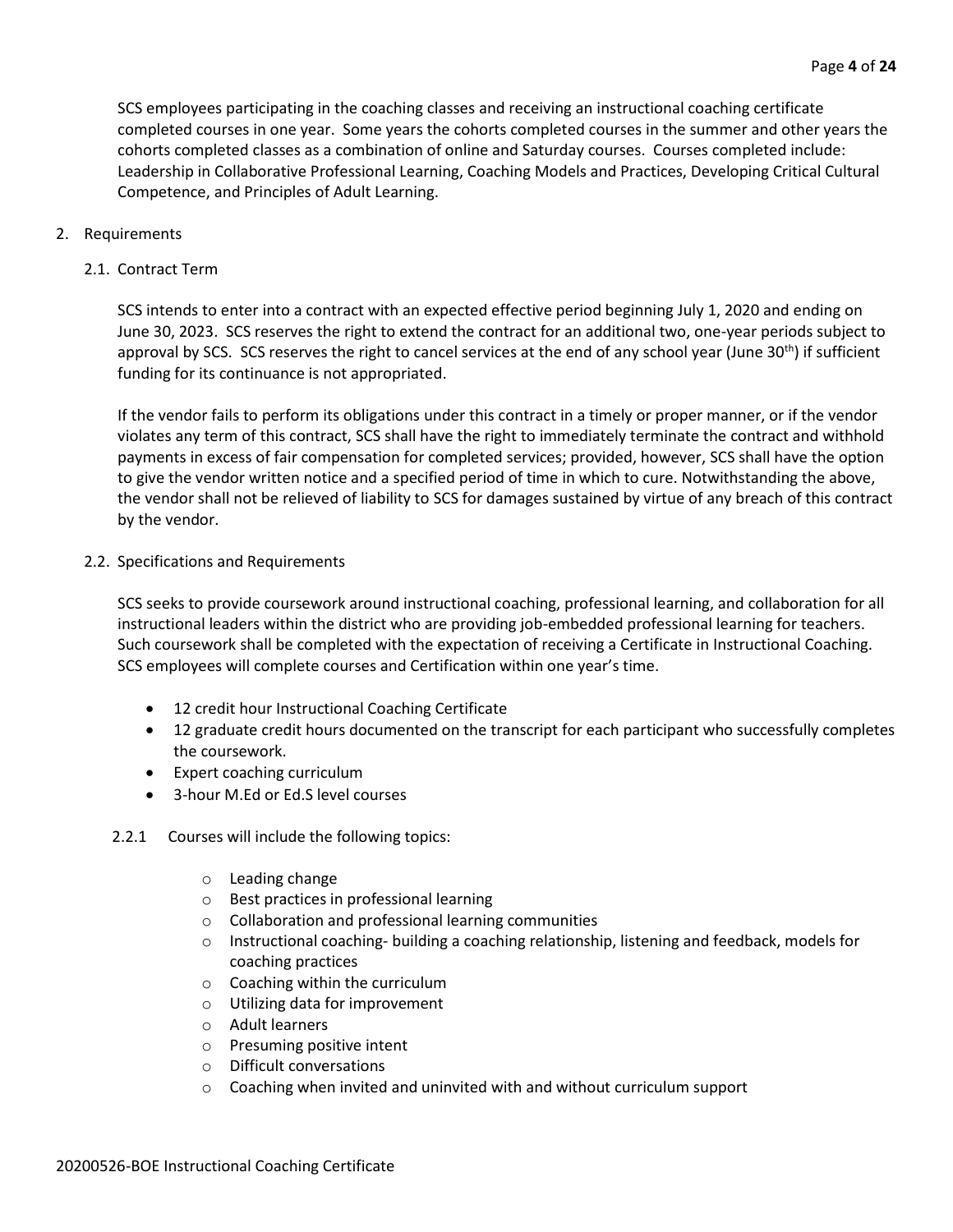SCS employees participating in the coaching classes and receiving an instructional coaching certificate completed courses in one year. Some years the cohorts completed courses in the summer and other years the cohorts completed classes as a combination of online and Saturday courses. Courses completed include: Leadership in Collaborative Professional Learning, Coaching Models and Practices, Developing Critical Cultural Competence, and Principles of Adult Learning.

## 2. Requirements

### 2.1. Contract Term

SCS intends to enter into a contract with an expected effective period beginning July 1, 2020 and ending on June 30, 2023. SCS reserves the right to extend the contract for an additional two, one-year periods subject to approval by SCS. SCS reserves the right to cancel services at the end of any school year (June 30th) if sufficient funding for its continuance is not appropriated.

If the vendor fails to perform its obligations under this contract in a timely or proper manner, or if the vendor violates any term of this contract, SCS shall have the right to immediately terminate the contract and withhold payments in excess of fair compensation for completed services; provided, however, SCS shall have the option to give the vendor written notice and a specified period of time in which to cure. Notwithstanding the above, the vendor shall not be relieved of liability to SCS for damages sustained by virtue of any breach of this contract by the vendor.

### 2.2. Specifications and Requirements

SCS seeks to provide coursework around instructional coaching, professional learning, and collaboration for all instructional leaders within the district who are providing job-embedded professional learning for teachers. Such coursework shall be completed with the expectation of receiving a Certificate in Instructional Coaching. SCS employees will complete courses and Certification within one year's time.

- 12 credit hour Instructional Coaching Certificate
- 12 graduate credit hours documented on the transcript for each participant who successfully completes the coursework.
- Expert coaching curriculum
- 3-hour M.Ed or Ed.S level courses

#### 2.2.1 Courses will include the following topics:

- Leading change
- Best practices in professional learning
- Collaboration and professional learning communities
- Instructional coaching- building a coaching relationship, listening and feedback, models for coaching practices
- Coaching within the curriculum
- Utilizing data for improvement
- Adult learners
- Presuming positive intent
- Difficult conversations
- Coaching when invited and uninvited with and without curriculum support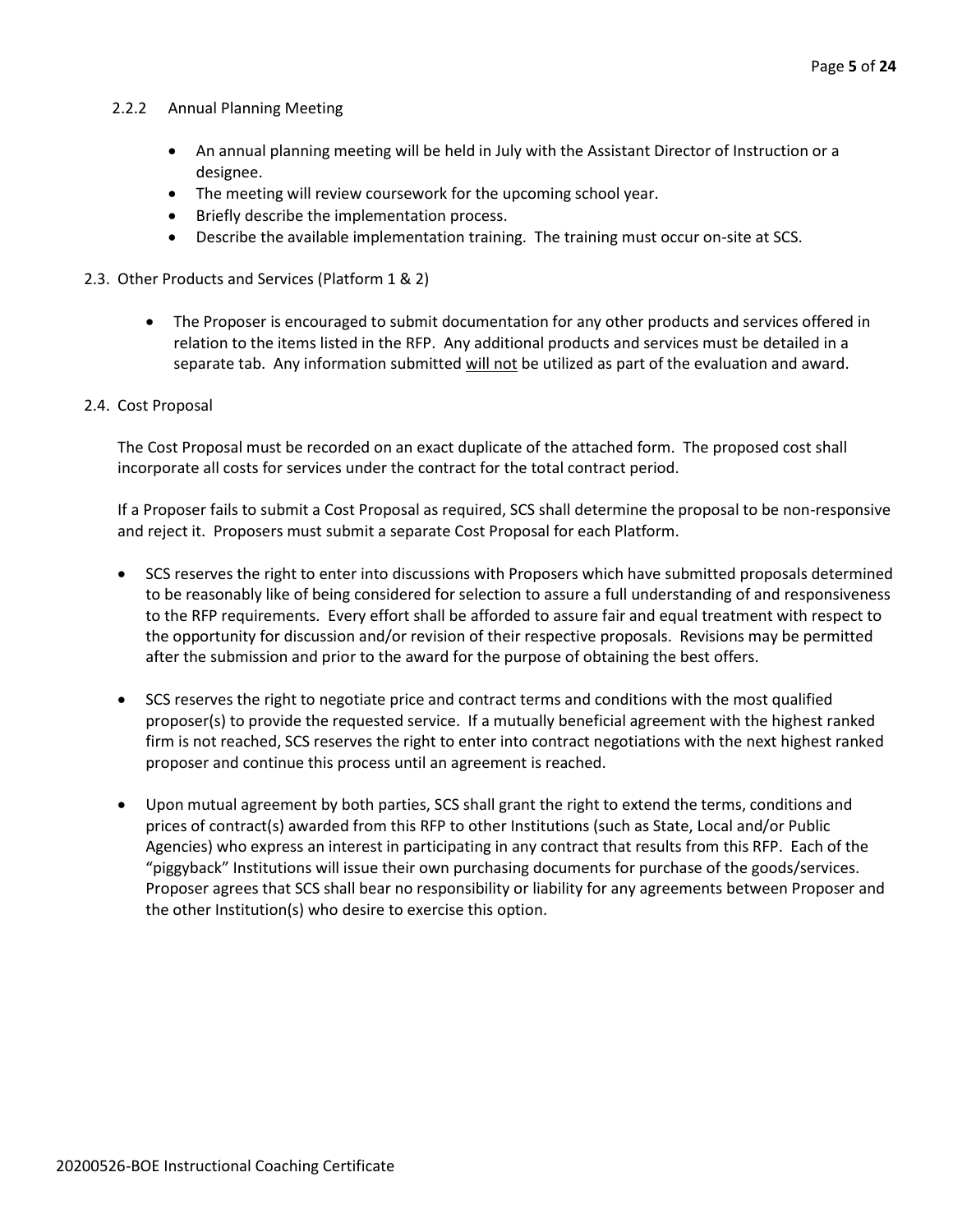#### 2.2.2 Annual Planning Meeting

- An annual planning meeting will be held in July with the Assistant Director of Instruction or a designee.
- The meeting will review coursework for the upcoming school year.
- Briefly describe the implementation process.
- Describe the available implementation training. The training must occur on-site at SCS.

### 2.3. Other Products and Services (Platform 1 & 2)

- The Proposer is encouraged to submit documentation for any other products and services offered in relation to the items listed in the RFP. Any additional products and services must be detailed in a separate tab. Any information submitted <u>will not</u> be utilized as part of the evaluation and award.

### 2.4. Cost Proposal

The Cost Proposal must be recorded on an exact duplicate of the attached form. The proposed cost shall incorporate all costs for services under the contract for the total contract period.

If a Proposer fails to submit a Cost Proposal as required, SCS shall determine the proposal to be non-responsive and reject it. Proposers must submit a separate Cost Proposal for each Platform.

- SCS reserves the right to enter into discussions with Proposers which have submitted proposals determined to be reasonably like of being considered for selection to assure a full understanding of and responsiveness to the RFP requirements. Every effort shall be afforded to assure fair and equal treatment with respect to the opportunity for discussion and/or revision of their respective proposals. Revisions may be permitted after the submission and prior to the award for the purpose of obtaining the best offers.
- SCS reserves the right to negotiate price and contract terms and conditions with the most qualified proposer(s) to provide the requested service. If a mutually beneficial agreement with the highest ranked firm is not reached, SCS reserves the right to enter into contract negotiations with the next highest ranked proposer and continue this process until an agreement is reached.
- Upon mutual agreement by both parties, SCS shall grant the right to extend the terms, conditions and prices of contract(s) awarded from this RFP to other Institutions (such as State, Local and/or Public Agencies) who express an interest in participating in any contract that results from this RFP. Each of the "piggyback" Institutions will issue their own purchasing documents for purchase of the goods/services. Proposer agrees that SCS shall bear no responsibility or liability for any agreements between Proposer and the other Institution(s) who desire to exercise this option.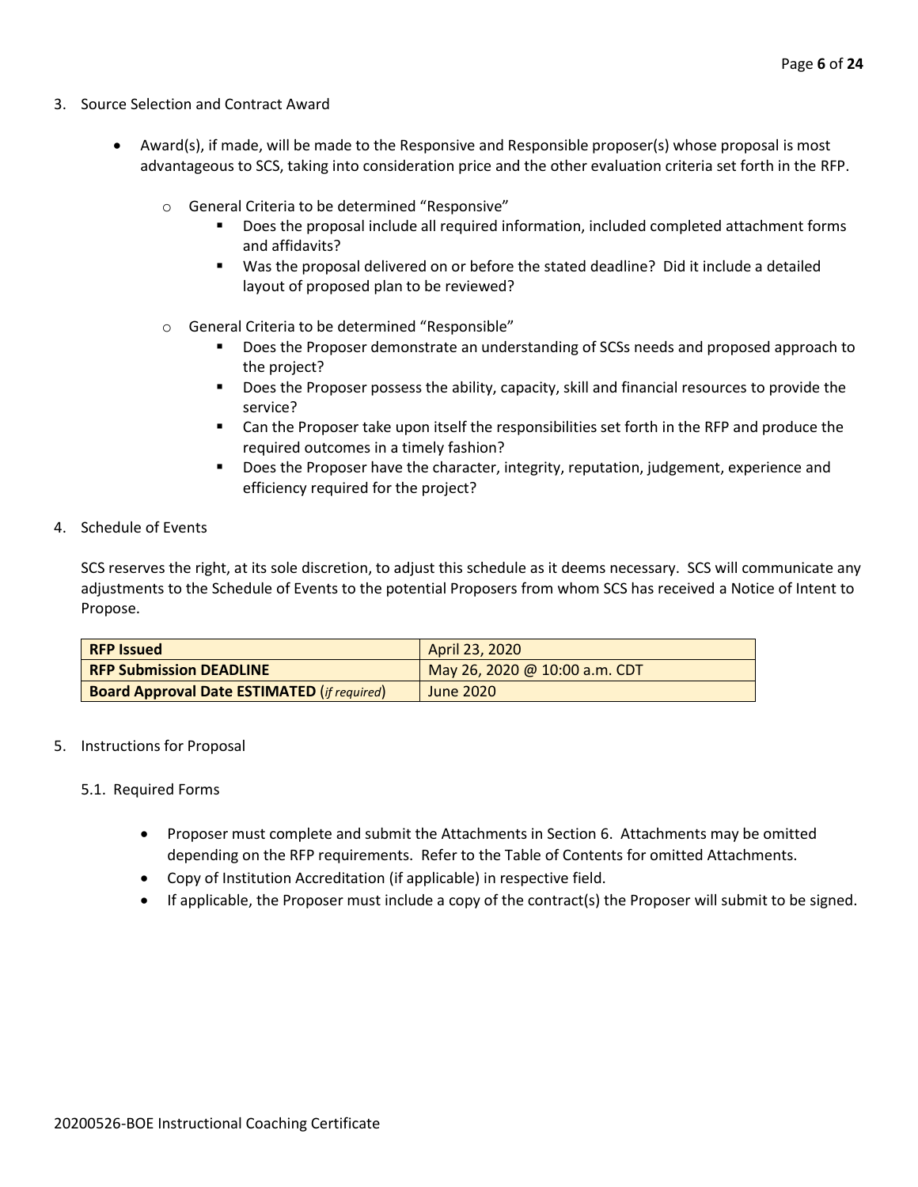3. Source Selection and Contract Award

- Award(s), if made, will be made to the Responsive and Responsible proposer(s) whose proposal is most advantageous to SCS, taking into consideration price and the other evaluation criteria set forth in the RFP.
  - General Criteria to be determined "Responsive"
    - Does the proposal include all required information, included completed attachment forms and affidavits?
    - Was the proposal delivered on or before the stated deadline? Did it include a detailed layout of proposed plan to be reviewed?
  - General Criteria to be determined "Responsible"
    - Does the Proposer demonstrate an understanding of SCSs needs and proposed approach to the project?
    - Does the Proposer possess the ability, capacity, skill and financial resources to provide the service?
    - Can the Proposer take upon itself the responsibilities set forth in the RFP and produce the required outcomes in a timely fashion?
    - Does the Proposer have the character, integrity, reputation, judgement, experience and efficiency required for the project?

4. Schedule of Events

SCS reserves the right, at its sole discretion, to adjust this schedule as it deems necessary. SCS will communicate any adjustments to the Schedule of Events to the potential Proposers from whom SCS has received a Notice of Intent to Propose.

| **RFP Issued** | April 23, 2020 |
|---|---|
| **RFP Submission DEADLINE** | May 26, 2020 @ 10:00 a.m. CDT |
| **Board Approval Date ESTIMATED** (*if required*) | June 2020 |

5. Instructions for Proposal

5.1. Required Forms

- Proposer must complete and submit the Attachments in Section 6. Attachments may be omitted depending on the RFP requirements. Refer to the Table of Contents for omitted Attachments.
- Copy of Institution Accreditation (if applicable) in respective field.
- If applicable, the Proposer must include a copy of the contract(s) the Proposer will submit to be signed.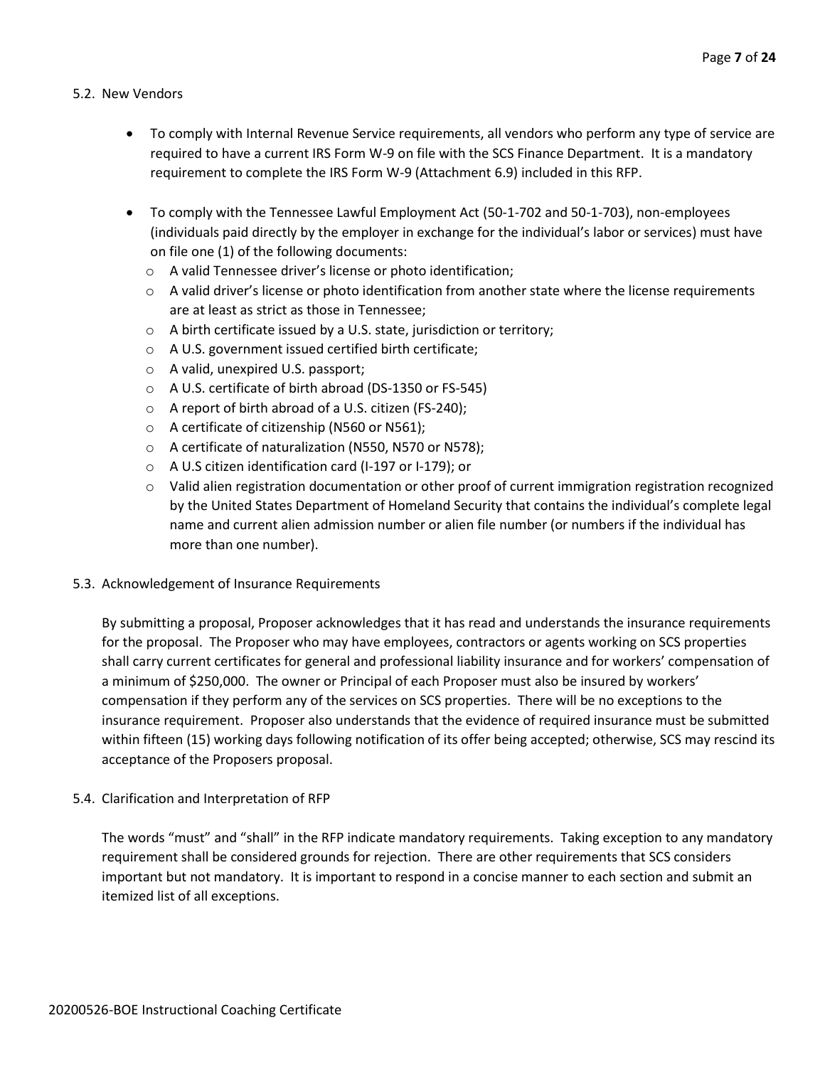5.2. New Vendors

- To comply with Internal Revenue Service requirements, all vendors who perform any type of service are required to have a current IRS Form W-9 on file with the SCS Finance Department. It is a mandatory requirement to complete the IRS Form W-9 (Attachment 6.9) included in this RFP.
- To comply with the Tennessee Lawful Employment Act (50-1-702 and 50-1-703), non-employees (individuals paid directly by the employer in exchange for the individual's labor or services) must have on file one (1) of the following documents:
  - A valid Tennessee driver's license or photo identification;
  - A valid driver's license or photo identification from another state where the license requirements are at least as strict as those in Tennessee;
  - A birth certificate issued by a U.S. state, jurisdiction or territory;
  - A U.S. government issued certified birth certificate;
  - A valid, unexpired U.S. passport;
  - A U.S. certificate of birth abroad (DS-1350 or FS-545)
  - A report of birth abroad of a U.S. citizen (FS-240);
  - A certificate of citizenship (N560 or N561);
  - A certificate of naturalization (N550, N570 or N578);
  - A U.S citizen identification card (I-197 or I-179); or
  - Valid alien registration documentation or other proof of current immigration registration recognized by the United States Department of Homeland Security that contains the individual's complete legal name and current alien admission number or alien file number (or numbers if the individual has more than one number).

5.3. Acknowledgement of Insurance Requirements

By submitting a proposal, Proposer acknowledges that it has read and understands the insurance requirements for the proposal. The Proposer who may have employees, contractors or agents working on SCS properties shall carry current certificates for general and professional liability insurance and for workers' compensation of a minimum of $250,000. The owner or Principal of each Proposer must also be insured by workers' compensation if they perform any of the services on SCS properties. There will be no exceptions to the insurance requirement. Proposer also understands that the evidence of required insurance must be submitted within fifteen (15) working days following notification of its offer being accepted; otherwise, SCS may rescind its acceptance of the Proposers proposal.

5.4. Clarification and Interpretation of RFP

The words "must" and "shall" in the RFP indicate mandatory requirements. Taking exception to any mandatory requirement shall be considered grounds for rejection. There are other requirements that SCS considers important but not mandatory. It is important to respond in a concise manner to each section and submit an itemized list of all exceptions.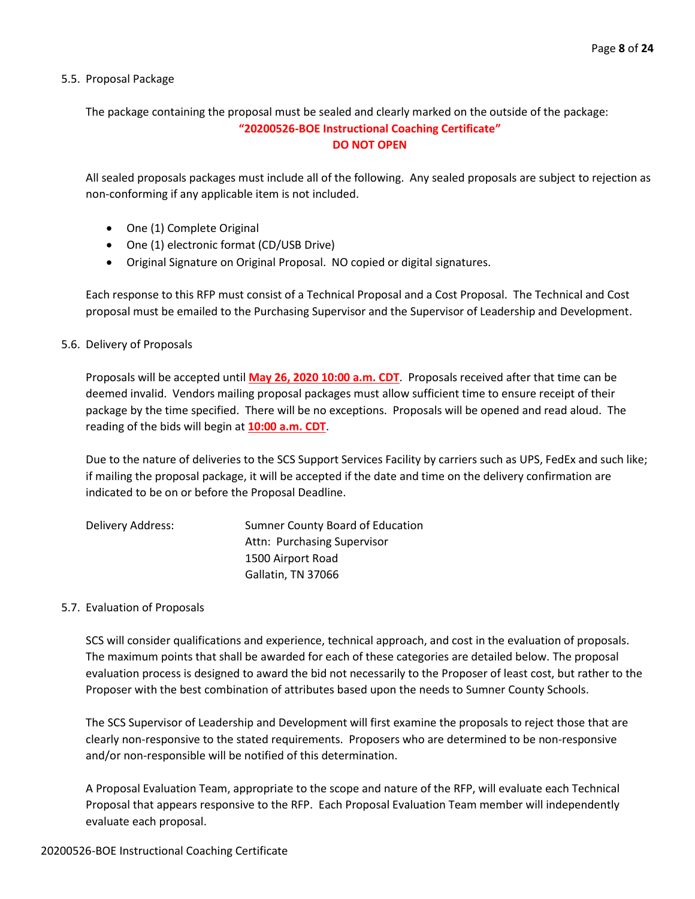### 5.5. Proposal Package

The package containing the proposal must be sealed and clearly marked on the outside of the package:

**"20200526-BOE Instructional Coaching Certificate"**
**DO NOT OPEN**

All sealed proposals packages must include all of the following. Any sealed proposals are subject to rejection as non-conforming if any applicable item is not included.

- One (1) Complete Original
- One (1) electronic format (CD/USB Drive)
- Original Signature on Original Proposal. NO copied or digital signatures.

Each response to this RFP must consist of a Technical Proposal and a Cost Proposal. The Technical and Cost proposal must be emailed to the Purchasing Supervisor and the Supervisor of Leadership and Development.

### 5.6. Delivery of Proposals

Proposals will be accepted until **May 26, 2020 10:00 a.m. CDT**. Proposals received after that time can be deemed invalid. Vendors mailing proposal packages must allow sufficient time to ensure receipt of their package by the time specified. There will be no exceptions. Proposals will be opened and read aloud. The reading of the bids will begin at **10:00 a.m. CDT**.

Due to the nature of deliveries to the SCS Support Services Facility by carriers such as UPS, FedEx and such like; if mailing the proposal package, it will be accepted if the date and time on the delivery confirmation are indicated to be on or before the Proposal Deadline.

Delivery Address:
Sumner County Board of Education
Attn: Purchasing Supervisor
1500 Airport Road
Gallatin, TN 37066

### 5.7. Evaluation of Proposals

SCS will consider qualifications and experience, technical approach, and cost in the evaluation of proposals. The maximum points that shall be awarded for each of these categories are detailed below. The proposal evaluation process is designed to award the bid not necessarily to the Proposer of least cost, but rather to the Proposer with the best combination of attributes based upon the needs to Sumner County Schools.

The SCS Supervisor of Leadership and Development will first examine the proposals to reject those that are clearly non-responsive to the stated requirements. Proposers who are determined to be non-responsive and/or non-responsible will be notified of this determination.

A Proposal Evaluation Team, appropriate to the scope and nature of the RFP, will evaluate each Technical Proposal that appears responsive to the RFP. Each Proposal Evaluation Team member will independently evaluate each proposal.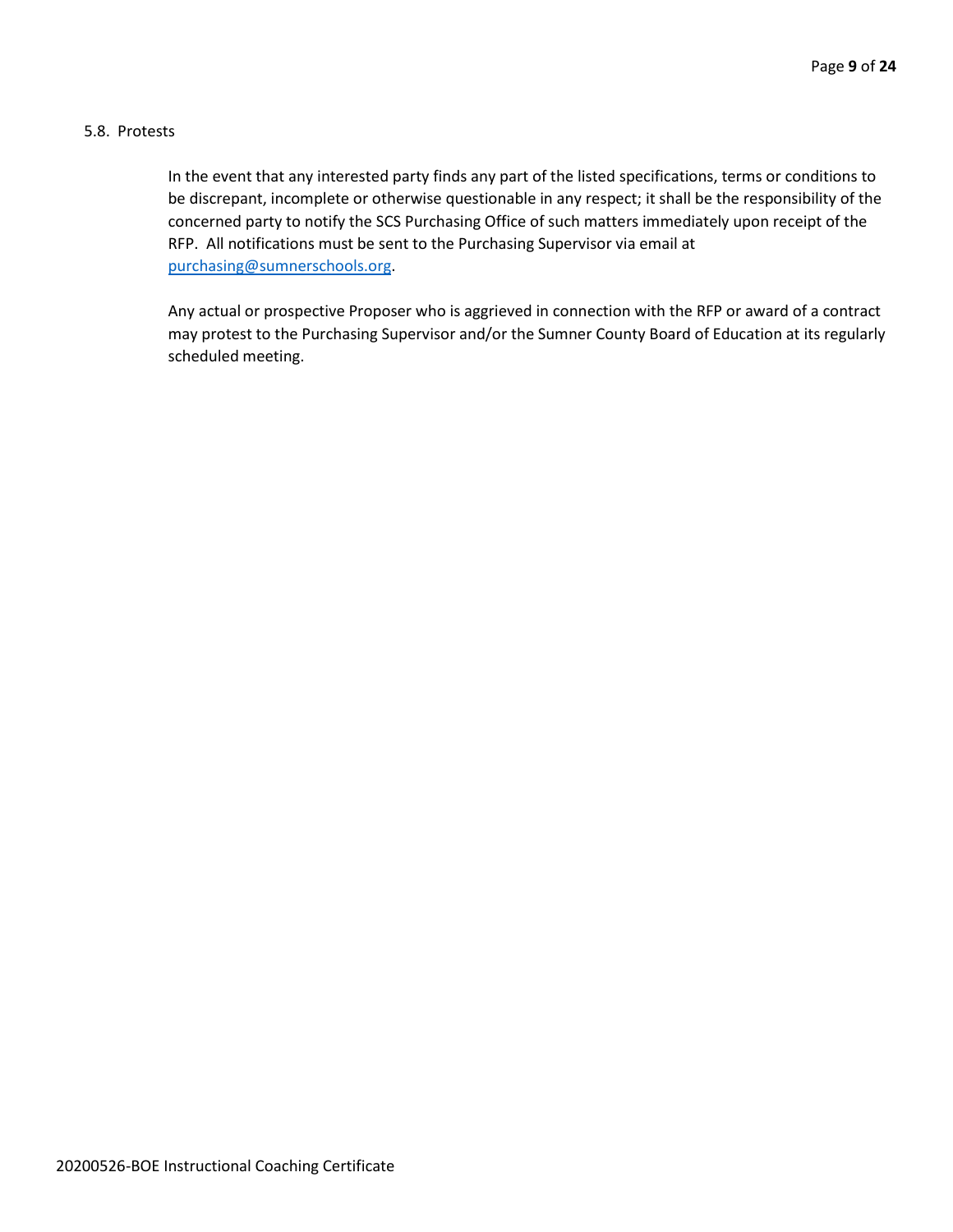### 5.8. Protests

In the event that any interested party finds any part of the listed specifications, terms or conditions to be discrepant, incomplete or otherwise questionable in any respect; it shall be the responsibility of the concerned party to notify the SCS Purchasing Office of such matters immediately upon receipt of the RFP. All notifications must be sent to the Purchasing Supervisor via email at purchasing@sumnerschools.org.

Any actual or prospective Proposer who is aggrieved in connection with the RFP or award of a contract may protest to the Purchasing Supervisor and/or the Sumner County Board of Education at its regularly scheduled meeting.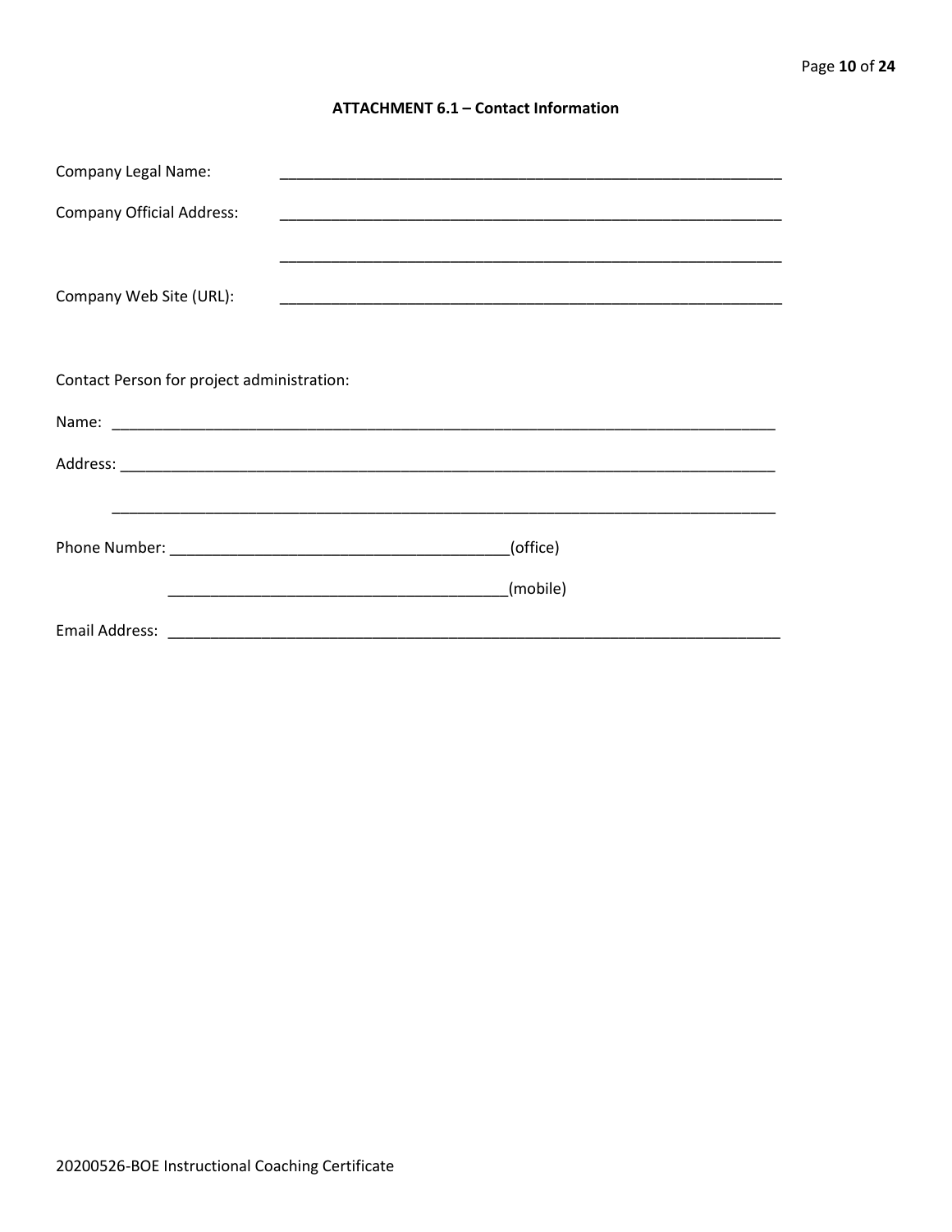### ATTACHMENT 6.1 – Contact Information

Company Legal Name: ____________________________________________________________

Company Official Address: ____________________________________________________________

____________________________________________________________

Company Web Site (URL): ____________________________________________________________

Contact Person for project administration:

Name: ________________________________________________________________________________

Address: ______________________________________________________________________________

________________________________________________________________________________

Phone Number: ________________________________________(office)

________________________________________(mobile)

Email Address: ___________________________________________________________________________

20200526-BOE Instructional Coaching Certificate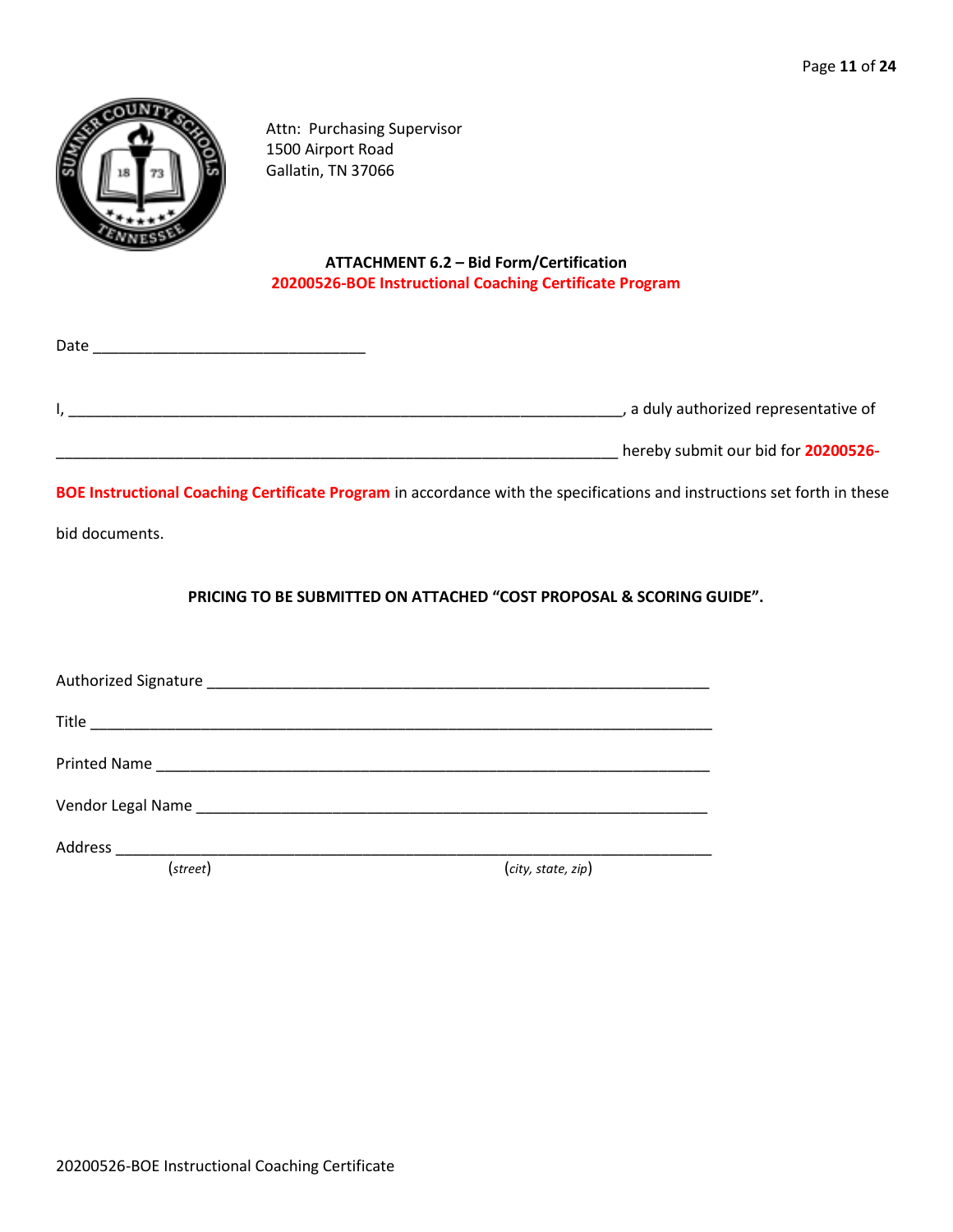Attn: Purchasing Supervisor
1500 Airport Road
Gallatin, TN 37066

**ATTACHMENT 6.2 – Bid Form/Certification**
**20200526-BOE Instructional Coaching Certificate Program**

Date ________________________________

I, ____________________________________________________________________, a duly authorized representative of ____________________________________________________________________ hereby submit our bid for **20200526-BOE Instructional Coaching Certificate Program** in accordance with the specifications and instructions set forth in these bid documents.

**PRICING TO BE SUBMITTED ON ATTACHED "COST PROPOSAL & SCORING GUIDE".**

Authorized Signature ____________________________________________________________

Title ____________________________________________________________________________

Printed Name ____________________________________________________________________

Vendor Legal Name ______________________________________________________________

Address _________________________________________________________________________
(*street*) (*city, state, zip*)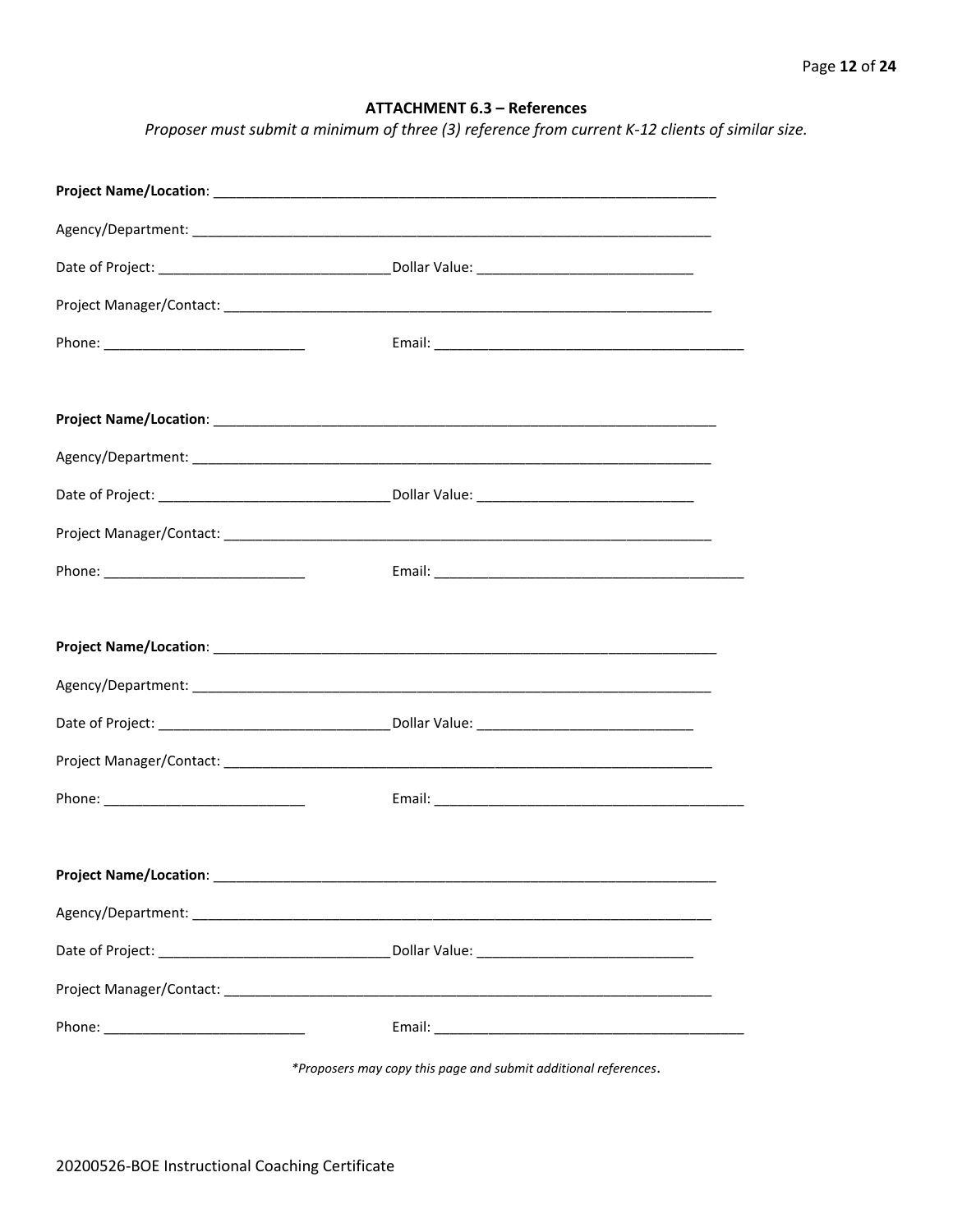### ATTACHMENT 6.3 – References

*Proposer must submit a minimum of three (3) reference from current K-12 clients of similar size.*

**Project Name/Location**: ____________________________________________________________________

Agency/Department: ____________________________________________________________________

Date of Project: ______________________________ Dollar Value: ____________________________

Project Manager/Contact: ________________________________________________________________

Phone: ___________________________ Email: _________________________________________

**Project Name/Location**: ____________________________________________________________________

Agency/Department: ____________________________________________________________________

Date of Project: ______________________________ Dollar Value: ____________________________

Project Manager/Contact: ________________________________________________________________

Phone: ___________________________ Email: _________________________________________

**Project Name/Location**: ____________________________________________________________________

Agency/Department: ____________________________________________________________________

Date of Project: ______________________________ Dollar Value: ____________________________

Project Manager/Contact: ________________________________________________________________

Phone: ___________________________ Email: _________________________________________

**Project Name/Location**: ____________________________________________________________________

Agency/Department: ____________________________________________________________________

Date of Project: ______________________________ Dollar Value: ____________________________

Project Manager/Contact: ________________________________________________________________

Phone: ___________________________ Email: _________________________________________

*\*Proposers may copy this page and submit additional references*.

20200526-BOE Instructional Coaching Certificate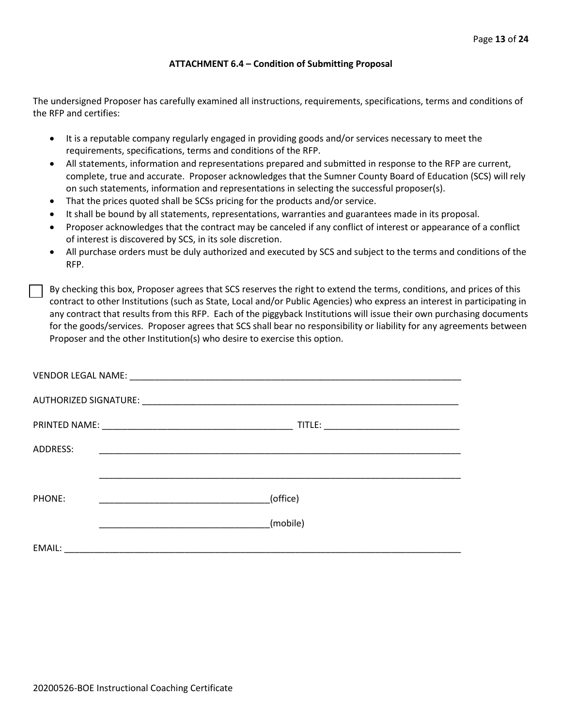### ATTACHMENT 6.4 – Condition of Submitting Proposal

The undersigned Proposer has carefully examined all instructions, requirements, specifications, terms and conditions of the RFP and certifies:

- It is a reputable company regularly engaged in providing goods and/or services necessary to meet the requirements, specifications, terms and conditions of the RFP.
- All statements, information and representations prepared and submitted in response to the RFP are current, complete, true and accurate. Proposer acknowledges that the Sumner County Board of Education (SCS) will rely on such statements, information and representations in selecting the successful proposer(s).
- That the prices quoted shall be SCSs pricing for the products and/or service.
- It shall be bound by all statements, representations, warranties and guarantees made in its proposal.
- Proposer acknowledges that the contract may be canceled if any conflict of interest or appearance of a conflict of interest is discovered by SCS, in its sole discretion.
- All purchase orders must be duly authorized and executed by SCS and subject to the terms and conditions of the RFP.

☐ By checking this box, Proposer agrees that SCS reserves the right to extend the terms, conditions, and prices of this contract to other Institutions (such as State, Local and/or Public Agencies) who express an interest in participating in any contract that results from this RFP. Each of the piggyback Institutions will issue their own purchasing documents for the goods/services. Proposer agrees that SCS shall bear no responsibility or liability for any agreements between Proposer and the other Institution(s) who desire to exercise this option.

VENDOR LEGAL NAME: ____________________________________________________________________

AUTHORIZED SIGNATURE: _________________________________________________________________

PRINTED NAME: ______________________________________ TITLE: ___________________________

ADDRESS: ___________________________________________________________________________

___________________________________________________________________________

PHONE: __________________________________(office)

__________________________________(mobile)

EMAIL: ______________________________________________________________________________

20200526-BOE Instructional Coaching Certificate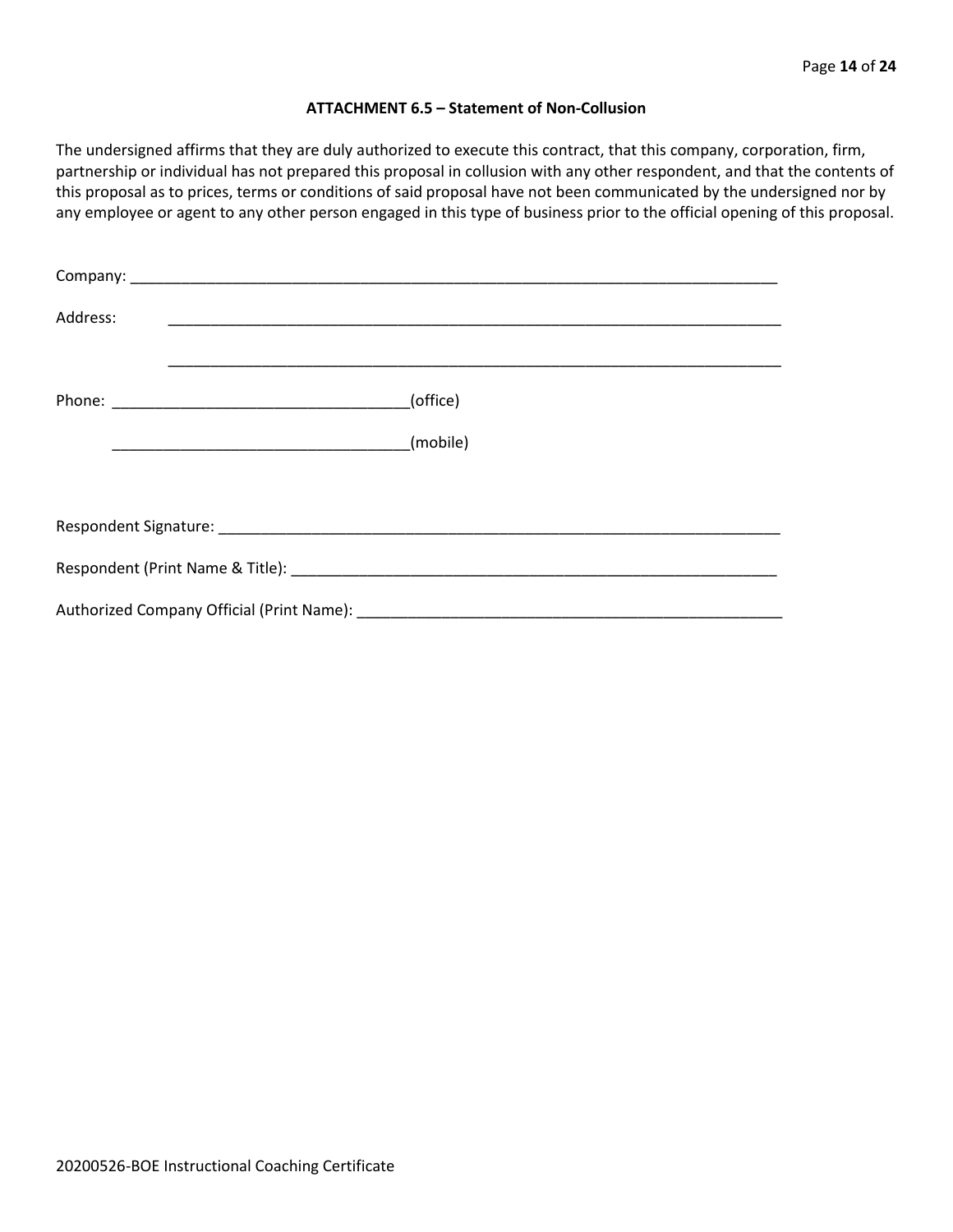### ATTACHMENT 6.5 – Statement of Non-Collusion

The undersigned affirms that they are duly authorized to execute this contract, that this company, corporation, firm, partnership or individual has not prepared this proposal in collusion with any other respondent, and that the contents of this proposal as to prices, terms or conditions of said proposal have not been communicated by the undersigned nor by any employee or agent to any other person engaged in this type of business prior to the official opening of this proposal.

Company: ______________________________________________________________________________

Address: ______________________________________________________________________________

______________________________________________________________________________

Phone: ___________________________________(office)

___________________________________(mobile)

Respondent Signature: ____________________________________________________________________

Respondent (Print Name & Title): __________________________________________________________

Authorized Company Official (Print Name): ___________________________________________________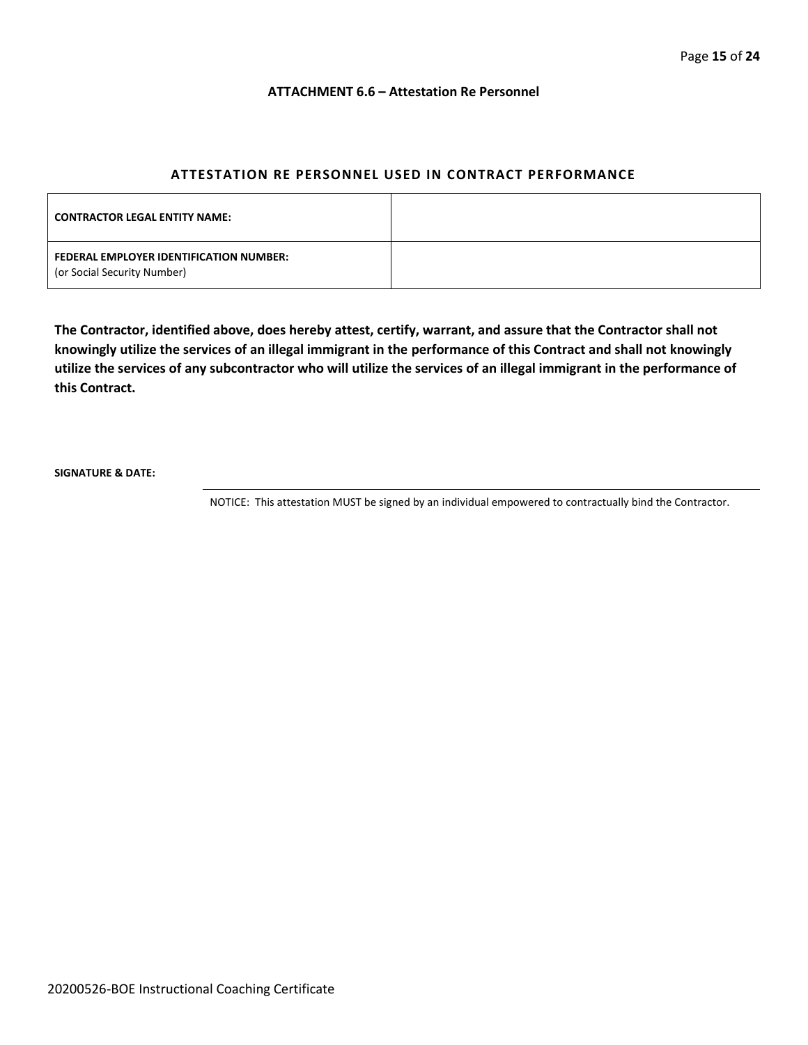**ATTACHMENT 6.6 – Attestation Re Personnel**

## ATTESTATION RE PERSONNEL USED IN CONTRACT PERFORMANCE

| | |
|---|---|
| **CONTRACTOR LEGAL ENTITY NAME:** | |
| **FEDERAL EMPLOYER IDENTIFICATION NUMBER:** (or Social Security Number) | |

**The Contractor, identified above, does hereby attest, certify, warrant, and assure that the Contractor shall not knowingly utilize the services of an illegal immigrant in the performance of this Contract and shall not knowingly utilize the services of any subcontractor who will utilize the services of an illegal immigrant in the performance of this Contract.**

**SIGNATURE & DATE:**

NOTICE: This attestation MUST be signed by an individual empowered to contractually bind the Contractor.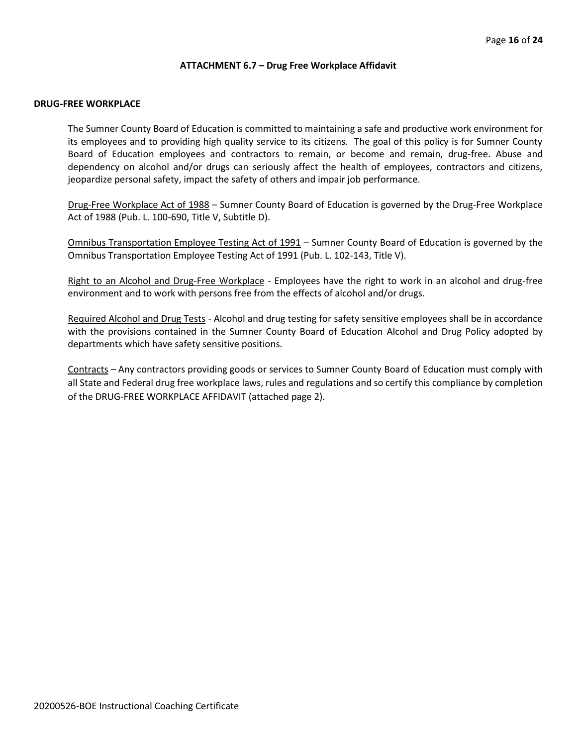## ATTACHMENT 6.7 – Drug Free Workplace Affidavit

### DRUG-FREE WORKPLACE

The Sumner County Board of Education is committed to maintaining a safe and productive work environment for its employees and to providing high quality service to its citizens. The goal of this policy is for Sumner County Board of Education employees and contractors to remain, or become and remain, drug-free. Abuse and dependency on alcohol and/or drugs can seriously affect the health of employees, contractors and citizens, jeopardize personal safety, impact the safety of others and impair job performance.

<u>Drug-Free Workplace Act of 1988</u> – Sumner County Board of Education is governed by the Drug-Free Workplace Act of 1988 (Pub. L. 100-690, Title V, Subtitle D).

<u>Omnibus Transportation Employee Testing Act of 1991</u> – Sumner County Board of Education is governed by the Omnibus Transportation Employee Testing Act of 1991 (Pub. L. 102-143, Title V).

<u>Right to an Alcohol and Drug-Free Workplace</u> - Employees have the right to work in an alcohol and drug-free environment and to work with persons free from the effects of alcohol and/or drugs.

<u>Required Alcohol and Drug Tests</u> - Alcohol and drug testing for safety sensitive employees shall be in accordance with the provisions contained in the Sumner County Board of Education Alcohol and Drug Policy adopted by departments which have safety sensitive positions.

<u>Contracts</u> – Any contractors providing goods or services to Sumner County Board of Education must comply with all State and Federal drug free workplace laws, rules and regulations and so certify this compliance by completion of the DRUG-FREE WORKPLACE AFFIDAVIT (attached page 2).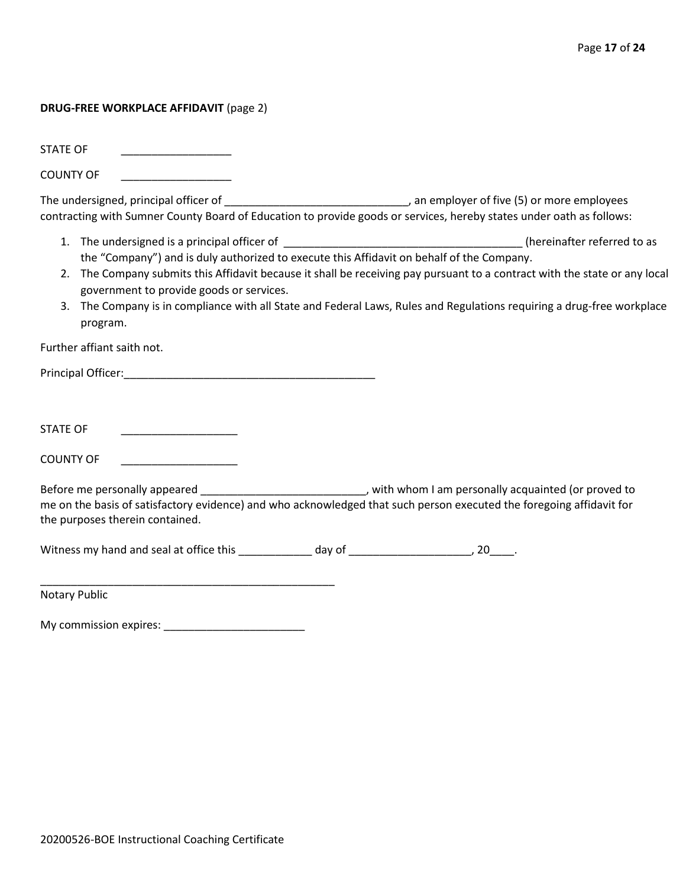**DRUG-FREE WORKPLACE AFFIDAVIT** (page 2)

STATE OF __________________

COUNTY OF __________________

The undersigned, principal officer of ______________________________, an employer of five (5) or more employees contracting with Sumner County Board of Education to provide goods or services, hereby states under oath as follows:

1. The undersigned is a principal officer of _______________________________________ (hereinafter referred to as the "Company") and is duly authorized to execute this Affidavit on behalf of the Company.
2. The Company submits this Affidavit because it shall be receiving pay pursuant to a contract with the state or any local government to provide goods or services.
3. The Company is in compliance with all State and Federal Laws, Rules and Regulations requiring a drug-free workplace program.

Further affiant saith not.

Principal Officer:_________________________________________

STATE OF ___________________

COUNTY OF ___________________

Before me personally appeared ___________________________, with whom I am personally acquainted (or proved to me on the basis of satisfactory evidence) and who acknowledged that such person executed the foregoing affidavit for the purposes therein contained.

Witness my hand and seal at office this ____________ day of ____________________, 20____.

__________________________________________________
Notary Public

My commission expires: _______________________

20200526-BOE Instructional Coaching Certificate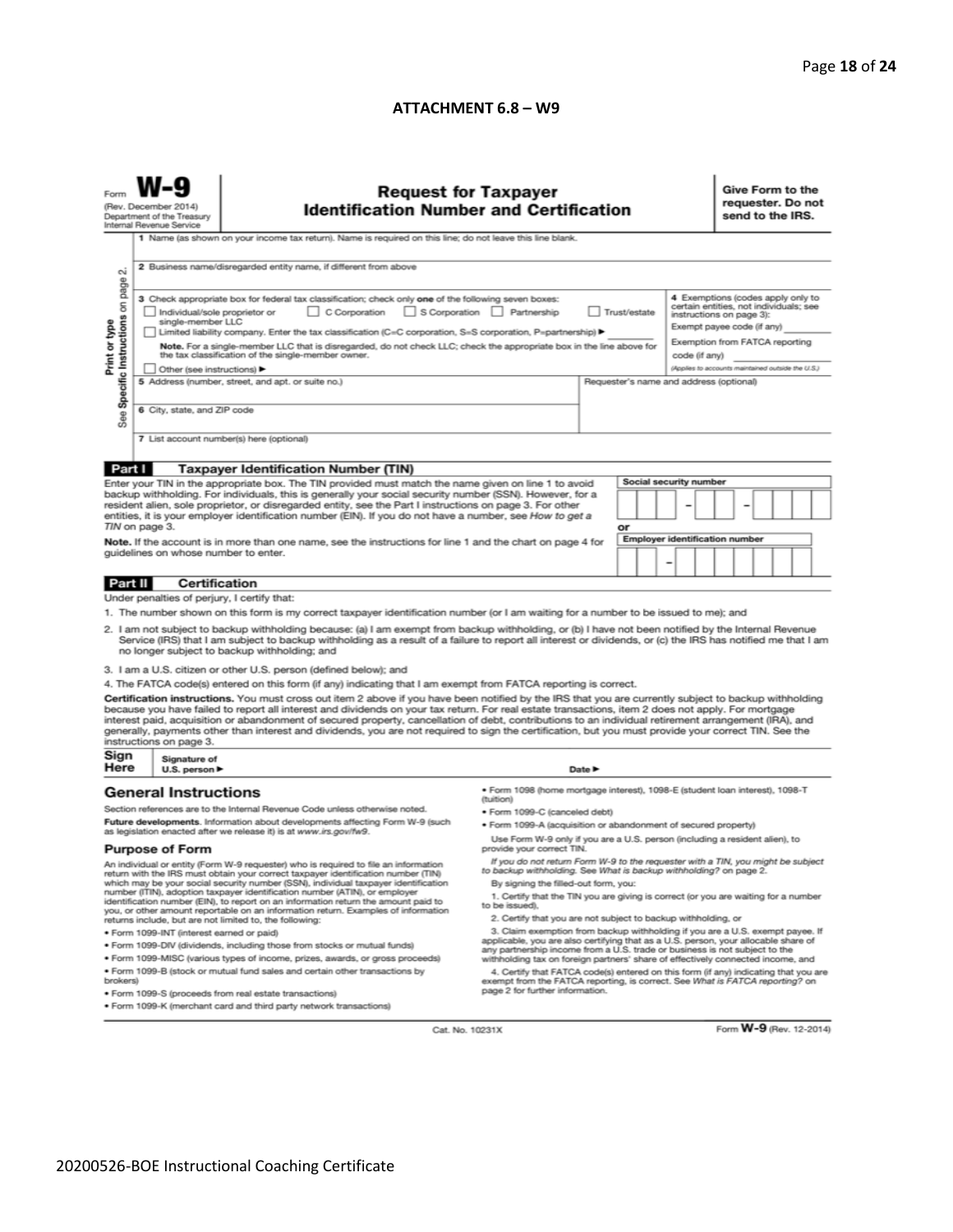**ATTACHMENT 6.8 – W9**

Form **W-9**
(Rev. December 2014)
Department of the Treasury
Internal Revenue Service

# Request for Taxpayer Identification Number and Certification

**Give Form to the requester. Do not send to the IRS.**

Print or type
See Specific Instructions on page 2.

1 Name (as shown on your income tax return). Name is required on this line; do not leave this line blank.

2 Business name/disregarded entity name, if different from above

3 Check appropriate box for federal tax classification; check only **one** of the following seven boxes:

☐ Individual/sole proprietor or single-member LLC ☐ C Corporation ☐ S Corporation ☐ Partnership ☐ Trust/estate

☐ Limited liability company. Enter the tax classification (C=C corporation, S=S corporation, P=partnership) ▶ ________

**Note.** For a single-member LLC that is disregarded, do not check LLC; check the appropriate box in the line above for the tax classification of the single-member owner.

☐ Other (see instructions) ▶

4 Exemptions (codes apply only to certain entities, not individuals; see instructions on page 3):

Exempt payee code (if any) ________

Exemption from FATCA reporting code (if any) ________

(Applies to accounts maintained outside the U.S.)

5 Address (number, street, and apt. or suite no.)

Requester's name and address (optional)

6 City, state, and ZIP code

7 List account number(s) here (optional)

## Part I Taxpayer Identification Number (TIN)

Enter your TIN in the appropriate box. The TIN provided must match the name given on line 1 to avoid backup withholding. For individuals, this is generally your social security number (SSN). However, for a resident alien, sole proprietor, or disregarded entity, see the Part I instructions on page 3. For other entities, it is your employer identification number (EIN). If you do not have a number, see *How to get a TIN* on page 3.

**Note.** If the account is in more than one name, see the instructions for line 1 and the chart on page 4 for guidelines on whose number to enter.

Social security number
☐☐☐ – ☐☐ – ☐☐☐☐

or

Employer identification number
☐☐ – ☐☐☐☐☐☐☐

## Part II Certification

Under penalties of perjury, I certify that:

1. The number shown on this form is my correct taxpayer identification number (or I am waiting for a number to be issued to me); and
2. I am not subject to backup withholding because: (a) I am exempt from backup withholding, or (b) I have not been notified by the Internal Revenue Service (IRS) that I am subject to backup withholding as a result of a failure to report all interest or dividends, or (c) the IRS has notified me that I am no longer subject to backup withholding; and
3. I am a U.S. citizen or other U.S. person (defined below); and
4. The FATCA code(s) entered on this form (if any) indicating that I am exempt from FATCA reporting is correct.

**Certification instructions.** You must cross out item 2 above if you have been notified by the IRS that you are currently subject to backup withholding because you have failed to report all interest and dividends on your tax return. For real estate transactions, item 2 does not apply. For mortgage interest paid, acquisition or abandonment of secured property, cancellation of debt, contributions to an individual retirement arrangement (IRA), and generally, payments other than interest and dividends, you are not required to sign the certification, but you must provide your correct TIN. See the instructions on page 3.

**Sign Here** Signature of U.S. person ▶ Date ▶

## General Instructions

Section references are to the Internal Revenue Code unless otherwise noted.

**Future developments.** Information about developments affecting Form W-9 (such as legislation enacted after we release it) is at *www.irs.gov/fw9*.

### Purpose of Form

An individual or entity (Form W-9 requester) who is required to file an information return with the IRS must obtain your correct taxpayer identification number (TIN) which may be your social security number (SSN), individual taxpayer identification number (ITIN), adoption taxpayer identification number (ATIN), or employer identification number (EIN), to report on an information return the amount paid to you, or other amount reportable on an information return. Examples of information returns include, but are not limited to, the following:

- Form 1099-INT (interest earned or paid)
- Form 1099-DIV (dividends, including those from stocks or mutual funds)
- Form 1099-MISC (various types of income, prizes, awards, or gross proceeds)
- Form 1099-B (stock or mutual fund sales and certain other transactions by brokers)
- Form 1099-S (proceeds from real estate transactions)
- Form 1099-K (merchant card and third party network transactions)
- Form 1098 (home mortgage interest), 1098-E (student loan interest), 1098-T (tuition)
- Form 1099-C (canceled debt)
- Form 1099-A (acquisition or abandonment of secured property)

Use Form W-9 only if you are a U.S. person (including a resident alien), to provide your correct TIN.

*If you do not return Form W-9 to the requester with a TIN, you might be subject to backup withholding. See What is backup withholding? on page 2.*

By signing the filled-out form, you:

1. Certify that the TIN you are giving is correct (or you are waiting for a number to be issued),

2. Certify that you are not subject to backup withholding, or

3. Claim exemption from backup withholding if you are a U.S. exempt payee. If applicable, you are also certifying that as a U.S. person, your allocable share of any partnership income from a U.S. trade or business is not subject to the withholding tax on foreign partners' share of effectively connected income, and

4. Certify that FATCA code(s) entered on this form (if any) indicating that you are exempt from the FATCA reporting, is correct. See *What is FATCA reporting?* on page 2 for further information.

Cat. No. 10231X

Form **W-9** (Rev. 12-2014)

20200526-BOE Instructional Coaching Certificate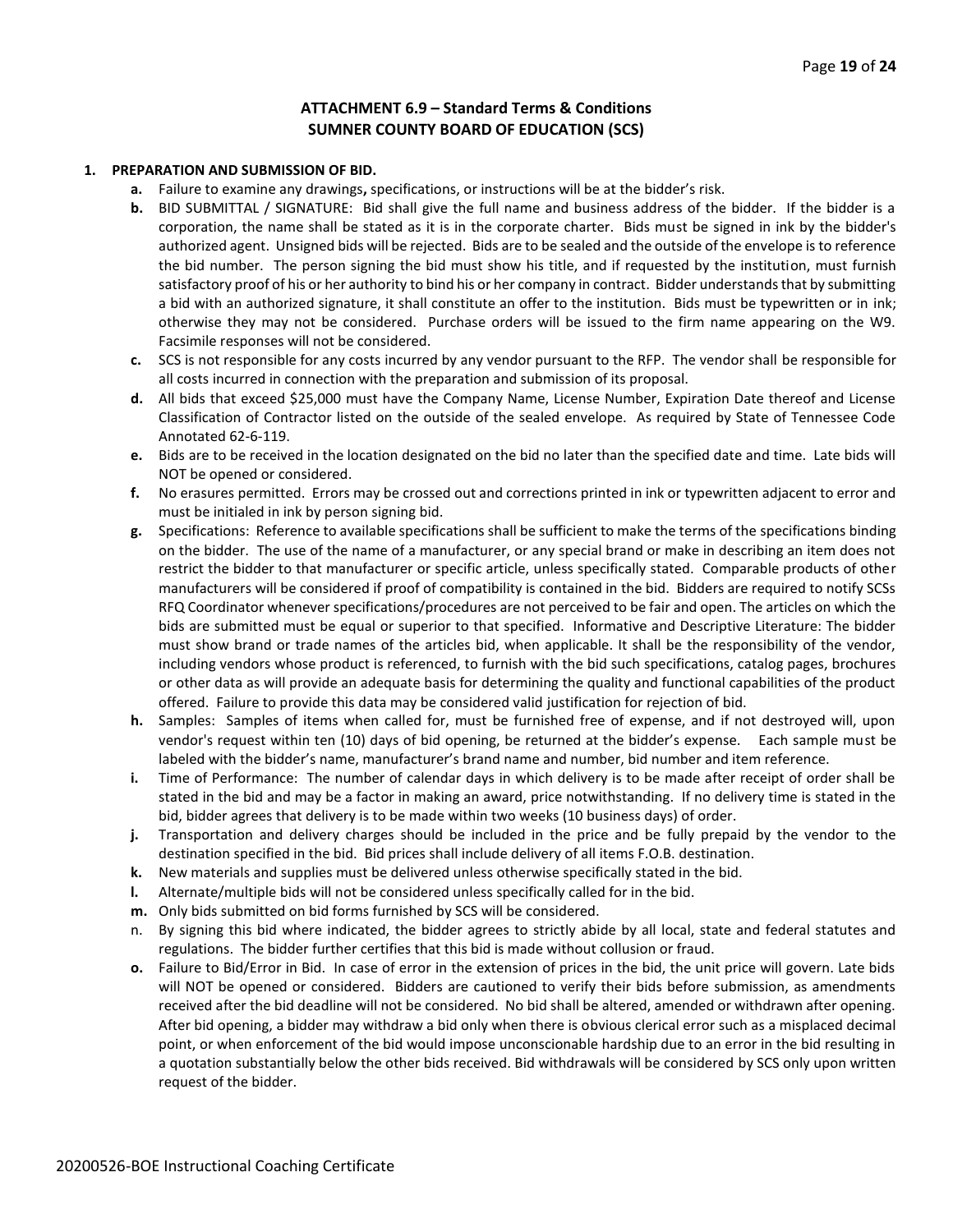## ATTACHMENT 6.9 – Standard Terms & Conditions
## SUMNER COUNTY BOARD OF EDUCATION (SCS)

1. **PREPARATION AND SUBMISSION OF BID.**
   - **a.** Failure to examine any drawings**,** specifications, or instructions will be at the bidder's risk.
   - **b.** BID SUBMITTAL / SIGNATURE: Bid shall give the full name and business address of the bidder. If the bidder is a corporation, the name shall be stated as it is in the corporate charter. Bids must be signed in ink by the bidder's authorized agent. Unsigned bids will be rejected. Bids are to be sealed and the outside of the envelope is to reference the bid number. The person signing the bid must show his title, and if requested by the institution, must furnish satisfactory proof of his or her authority to bind his or her company in contract. Bidder understands that by submitting a bid with an authorized signature, it shall constitute an offer to the institution. Bids must be typewritten or in ink; otherwise they may not be considered. Purchase orders will be issued to the firm name appearing on the W9. Facsimile responses will not be considered.
   - **c.** SCS is not responsible for any costs incurred by any vendor pursuant to the RFP. The vendor shall be responsible for all costs incurred in connection with the preparation and submission of its proposal.
   - **d.** All bids that exceed $25,000 must have the Company Name, License Number, Expiration Date thereof and License Classification of Contractor listed on the outside of the sealed envelope. As required by State of Tennessee Code Annotated 62-6-119.
   - **e.** Bids are to be received in the location designated on the bid no later than the specified date and time. Late bids will NOT be opened or considered.
   - **f.** No erasures permitted. Errors may be crossed out and corrections printed in ink or typewritten adjacent to error and must be initialed in ink by person signing bid.
   - **g.** Specifications: Reference to available specifications shall be sufficient to make the terms of the specifications binding on the bidder. The use of the name of a manufacturer, or any special brand or make in describing an item does not restrict the bidder to that manufacturer or specific article, unless specifically stated. Comparable products of other manufacturers will be considered if proof of compatibility is contained in the bid. Bidders are required to notify SCSs RFQ Coordinator whenever specifications/procedures are not perceived to be fair and open. The articles on which the bids are submitted must be equal or superior to that specified. Informative and Descriptive Literature: The bidder must show brand or trade names of the articles bid, when applicable. It shall be the responsibility of the vendor, including vendors whose product is referenced, to furnish with the bid such specifications, catalog pages, brochures or other data as will provide an adequate basis for determining the quality and functional capabilities of the product offered. Failure to provide this data may be considered valid justification for rejection of bid.
   - **h.** Samples: Samples of items when called for, must be furnished free of expense, and if not destroyed will, upon vendor's request within ten (10) days of bid opening, be returned at the bidder's expense. Each sample must be labeled with the bidder's name, manufacturer's brand name and number, bid number and item reference.
   - **i.** Time of Performance: The number of calendar days in which delivery is to be made after receipt of order shall be stated in the bid and may be a factor in making an award, price notwithstanding. If no delivery time is stated in the bid, bidder agrees that delivery is to be made within two weeks (10 business days) of order.
   - **j.** Transportation and delivery charges should be included in the price and be fully prepaid by the vendor to the destination specified in the bid. Bid prices shall include delivery of all items F.O.B. destination.
   - **k.** New materials and supplies must be delivered unless otherwise specifically stated in the bid.
   - **l.** Alternate/multiple bids will not be considered unless specifically called for in the bid.
   - **m.** Only bids submitted on bid forms furnished by SCS will be considered.
   - n. By signing this bid where indicated, the bidder agrees to strictly abide by all local, state and federal statutes and regulations. The bidder further certifies that this bid is made without collusion or fraud.
   - **o.** Failure to Bid/Error in Bid. In case of error in the extension of prices in the bid, the unit price will govern. Late bids will NOT be opened or considered. Bidders are cautioned to verify their bids before submission, as amendments received after the bid deadline will not be considered. No bid shall be altered, amended or withdrawn after opening. After bid opening, a bidder may withdraw a bid only when there is obvious clerical error such as a misplaced decimal point, or when enforcement of the bid would impose unconscionable hardship due to an error in the bid resulting in a quotation substantially below the other bids received. Bid withdrawals will be considered by SCS only upon written request of the bidder.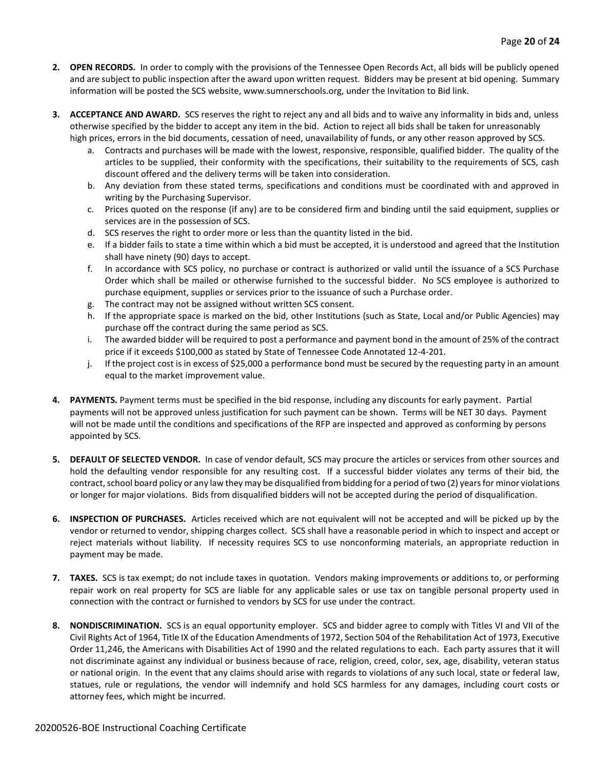2. **OPEN RECORDS.** In order to comply with the provisions of the Tennessee Open Records Act, all bids will be publicly opened and are subject to public inspection after the award upon written request. Bidders may be present at bid opening. Summary information will be posted the SCS website, www.sumnerschools.org, under the Invitation to Bid link.

3. **ACCEPTANCE AND AWARD.** SCS reserves the right to reject any and all bids and to waive any informality in bids and, unless otherwise specified by the bidder to accept any item in the bid. Action to reject all bids shall be taken for unreasonably high prices, errors in the bid documents, cessation of need, unavailability of funds, or any other reason approved by SCS.
   a. Contracts and purchases will be made with the lowest, responsive, responsible, qualified bidder. The quality of the articles to be supplied, their conformity with the specifications, their suitability to the requirements of SCS, cash discount offered and the delivery terms will be taken into consideration.
   b. Any deviation from these stated terms, specifications and conditions must be coordinated with and approved in writing by the Purchasing Supervisor.
   c. Prices quoted on the response (if any) are to be considered firm and binding until the said equipment, supplies or services are in the possession of SCS.
   d. SCS reserves the right to order more or less than the quantity listed in the bid.
   e. If a bidder fails to state a time within which a bid must be accepted, it is understood and agreed that the Institution shall have ninety (90) days to accept.
   f. In accordance with SCS policy, no purchase or contract is authorized or valid until the issuance of a SCS Purchase Order which shall be mailed or otherwise furnished to the successful bidder. No SCS employee is authorized to purchase equipment, supplies or services prior to the issuance of such a Purchase order.
   g. The contract may not be assigned without written SCS consent.
   h. If the appropriate space is marked on the bid, other Institutions (such as State, Local and/or Public Agencies) may purchase off the contract during the same period as SCS.
   i. The awarded bidder will be required to post a performance and payment bond in the amount of 25% of the contract price if it exceeds $100,000 as stated by State of Tennessee Code Annotated 12-4-201.
   j. If the project cost is in excess of $25,000 a performance bond must be secured by the requesting party in an amount equal to the market improvement value.

4. **PAYMENTS.** Payment terms must be specified in the bid response, including any discounts for early payment. Partial payments will not be approved unless justification for such payment can be shown. Terms will be NET 30 days. Payment will not be made until the conditions and specifications of the RFP are inspected and approved as conforming by persons appointed by SCS.

5. **DEFAULT OF SELECTED VENDOR.** In case of vendor default, SCS may procure the articles or services from other sources and hold the defaulting vendor responsible for any resulting cost. If a successful bidder violates any terms of their bid, the contract, school board policy or any law they may be disqualified from bidding for a period of two (2) years for minor violations or longer for major violations. Bids from disqualified bidders will not be accepted during the period of disqualification.

6. **INSPECTION OF PURCHASES.** Articles received which are not equivalent will not be accepted and will be picked up by the vendor or returned to vendor, shipping charges collect. SCS shall have a reasonable period in which to inspect and accept or reject materials without liability. If necessity requires SCS to use nonconforming materials, an appropriate reduction in payment may be made.

7. **TAXES.** SCS is tax exempt; do not include taxes in quotation. Vendors making improvements or additions to, or performing repair work on real property for SCS are liable for any applicable sales or use tax on tangible personal property used in connection with the contract or furnished to vendors by SCS for use under the contract.

8. **NONDISCRIMINATION.** SCS is an equal opportunity employer. SCS and bidder agree to comply with Titles VI and VII of the Civil Rights Act of 1964, Title IX of the Education Amendments of 1972, Section 504 of the Rehabilitation Act of 1973, Executive Order 11,246, the Americans with Disabilities Act of 1990 and the related regulations to each. Each party assures that it will not discriminate against any individual or business because of race, religion, creed, color, sex, age, disability, veteran status or national origin. In the event that any claims should arise with regards to violations of any such local, state or federal law, statues, rule or regulations, the vendor will indemnify and hold SCS harmless for any damages, including court costs or attorney fees, which might be incurred.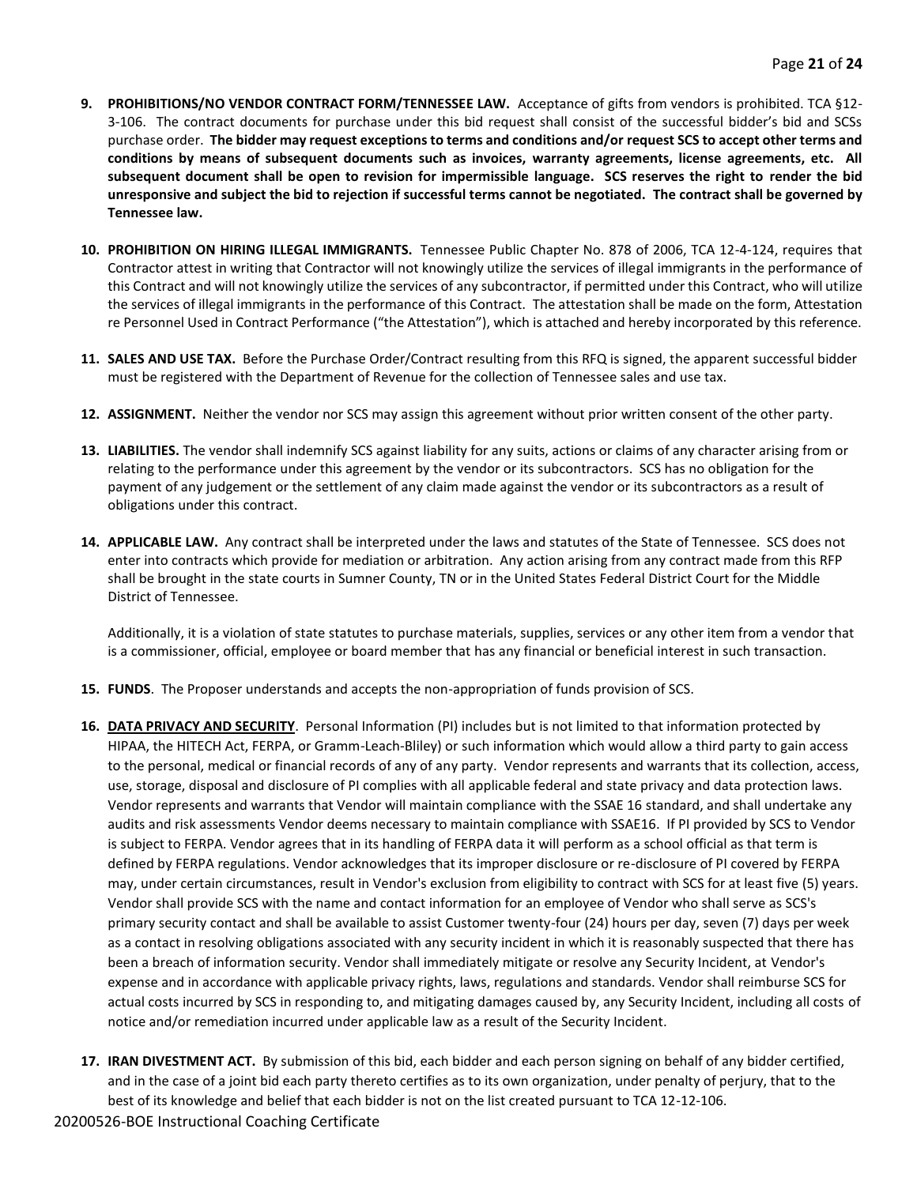9. **PROHIBITIONS/NO VENDOR CONTRACT FORM/TENNESSEE LAW.** Acceptance of gifts from vendors is prohibited. TCA §12-3-106. The contract documents for purchase under this bid request shall consist of the successful bidder's bid and SCSs purchase order. **The bidder may request exceptions to terms and conditions and/or request SCS to accept other terms and conditions by means of subsequent documents such as invoices, warranty agreements, license agreements, etc. All subsequent document shall be open to revision for impermissible language. SCS reserves the right to render the bid unresponsive and subject the bid to rejection if successful terms cannot be negotiated. The contract shall be governed by Tennessee law.**

10. **PROHIBITION ON HIRING ILLEGAL IMMIGRANTS.** Tennessee Public Chapter No. 878 of 2006, TCA 12-4-124, requires that Contractor attest in writing that Contractor will not knowingly utilize the services of illegal immigrants in the performance of this Contract and will not knowingly utilize the services of any subcontractor, if permitted under this Contract, who will utilize the services of illegal immigrants in the performance of this Contract. The attestation shall be made on the form, Attestation re Personnel Used in Contract Performance ("the Attestation"), which is attached and hereby incorporated by this reference.

11. **SALES AND USE TAX.** Before the Purchase Order/Contract resulting from this RFQ is signed, the apparent successful bidder must be registered with the Department of Revenue for the collection of Tennessee sales and use tax.

12. **ASSIGNMENT.** Neither the vendor nor SCS may assign this agreement without prior written consent of the other party.

13. **LIABILITIES.** The vendor shall indemnify SCS against liability for any suits, actions or claims of any character arising from or relating to the performance under this agreement by the vendor or its subcontractors. SCS has no obligation for the payment of any judgement or the settlement of any claim made against the vendor or its subcontractors as a result of obligations under this contract.

14. **APPLICABLE LAW.** Any contract shall be interpreted under the laws and statutes of the State of Tennessee. SCS does not enter into contracts which provide for mediation or arbitration. Any action arising from any contract made from this RFP shall be brought in the state courts in Sumner County, TN or in the United States Federal District Court for the Middle District of Tennessee.

    Additionally, it is a violation of state statutes to purchase materials, supplies, services or any other item from a vendor that is a commissioner, official, employee or board member that has any financial or beneficial interest in such transaction.

15. **FUNDS**. The Proposer understands and accepts the non-appropriation of funds provision of SCS.

16. **DATA PRIVACY AND SECURITY**. Personal Information (PI) includes but is not limited to that information protected by HIPAA, the HITECH Act, FERPA, or Gramm-Leach-Bliley) or such information which would allow a third party to gain access to the personal, medical or financial records of any of any party. Vendor represents and warrants that its collection, access, use, storage, disposal and disclosure of PI complies with all applicable federal and state privacy and data protection laws. Vendor represents and warrants that Vendor will maintain compliance with the SSAE 16 standard, and shall undertake any audits and risk assessments Vendor deems necessary to maintain compliance with SSAE16. If PI provided by SCS to Vendor is subject to FERPA. Vendor agrees that in its handling of FERPA data it will perform as a school official as that term is defined by FERPA regulations. Vendor acknowledges that its improper disclosure or re-disclosure of PI covered by FERPA may, under certain circumstances, result in Vendor's exclusion from eligibility to contract with SCS for at least five (5) years. Vendor shall provide SCS with the name and contact information for an employee of Vendor who shall serve as SCS's primary security contact and shall be available to assist Customer twenty-four (24) hours per day, seven (7) days per week as a contact in resolving obligations associated with any security incident in which it is reasonably suspected that there has been a breach of information security. Vendor shall immediately mitigate or resolve any Security Incident, at Vendor's expense and in accordance with applicable privacy rights, laws, regulations and standards. Vendor shall reimburse SCS for actual costs incurred by SCS in responding to, and mitigating damages caused by, any Security Incident, including all costs of notice and/or remediation incurred under applicable law as a result of the Security Incident.

17. **IRAN DIVESTMENT ACT.** By submission of this bid, each bidder and each person signing on behalf of any bidder certified, and in the case of a joint bid each party thereto certifies as to its own organization, under penalty of perjury, that to the best of its knowledge and belief that each bidder is not on the list created pursuant to TCA 12-12-106.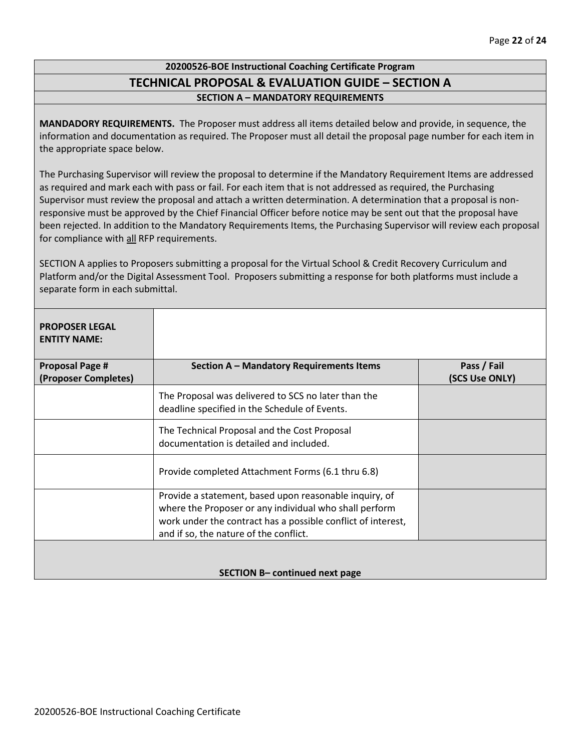**20200526-BOE Instructional Coaching Certificate Program**

## TECHNICAL PROPOSAL & EVALUATION GUIDE – SECTION A

**SECTION A – MANDATORY REQUIREMENTS**

**MANDADORY REQUIREMENTS.** The Proposer must address all items detailed below and provide, in sequence, the information and documentation as required. The Proposer must all detail the proposal page number for each item in the appropriate space below.

The Purchasing Supervisor will review the proposal to determine if the Mandatory Requirement Items are addressed as required and mark each with pass or fail. For each item that is not addressed as required, the Purchasing Supervisor must review the proposal and attach a written determination. A determination that a proposal is non-responsive must be approved by the Chief Financial Officer before notice may be sent out that the proposal have been rejected. In addition to the Mandatory Requirements Items, the Purchasing Supervisor will review each proposal for compliance with <u>all</u> RFP requirements.

SECTION A applies to Proposers submitting a proposal for the Virtual School & Credit Recovery Curriculum and Platform and/or the Digital Assessment Tool. Proposers submitting a response for both platforms must include a separate form in each submittal.

| **PROPOSER LEGAL ENTITY NAME:** | | |
|---|---|---|
| **Proposal Page # (Proposer Completes)** | **Section A – Mandatory Requirements Items** | **Pass / Fail (SCS Use ONLY)** |
| | The Proposal was delivered to SCS no later than the deadline specified in the Schedule of Events. | |
| | The Technical Proposal and the Cost Proposal documentation is detailed and included. | |
| | Provide completed Attachment Forms (6.1 thru 6.8) | |
| | Provide a statement, based upon reasonable inquiry, of where the Proposer or any individual who shall perform work under the contract has a possible conflict of interest, and if so, the nature of the conflict. | |

**SECTION B– continued next page**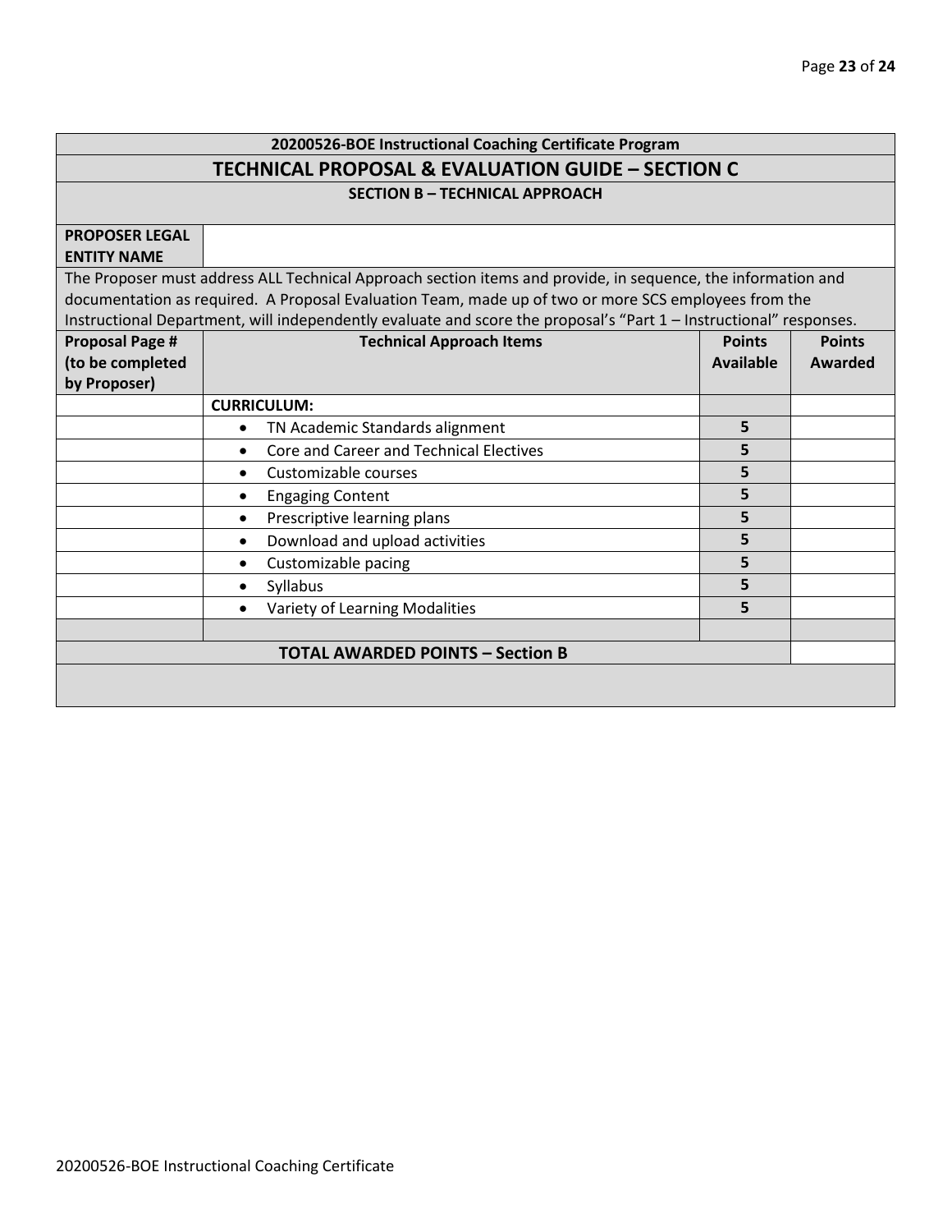| 20200526-BOE Instructional Coaching Certificate Program | | | |
|---|---|---|---|
| **TECHNICAL PROPOSAL & EVALUATION GUIDE – SECTION C** | | | |
| **SECTION B – TECHNICAL APPROACH** | | | |
| **PROPOSER LEGAL ENTITY NAME** | | | |
| The Proposer must address ALL Technical Approach section items and provide, in sequence, the information and documentation as required. A Proposal Evaluation Team, made up of two or more SCS employees from the Instructional Department, will independently evaluate and score the proposal's "Part 1 – Instructional" responses. | | | |
| **Proposal Page # (to be completed by Proposer)** | **Technical Approach Items** | **Points Available** | **Points Awarded** |
| | **CURRICULUM:** | | |
| | • TN Academic Standards alignment | **5** | |
| | • Core and Career and Technical Electives | **5** | |
| | • Customizable courses | **5** | |
| | • Engaging Content | **5** | |
| | • Prescriptive learning plans | **5** | |
| | • Download and upload activities | **5** | |
| | • Customizable pacing | **5** | |
| | • Syllabus | **5** | |
| | • Variety of Learning Modalities | **5** | |
| | | | |
| **TOTAL AWARDED POINTS – Section B** | | | |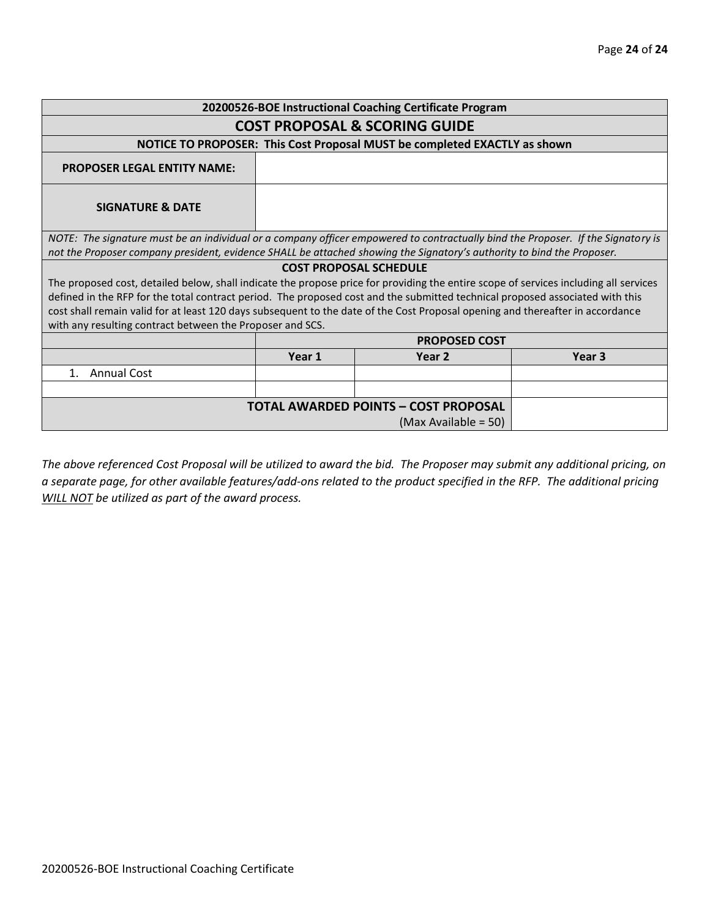| 20200526-BOE Instructional Coaching Certificate Program | | | |
|---|---|---|---|
| **COST PROPOSAL & SCORING GUIDE** | | | |
| **NOTICE TO PROPOSER: This Cost Proposal MUST be completed EXACTLY as shown** | | | |
| **PROPOSER LEGAL ENTITY NAME:** | | | |
| **SIGNATURE & DATE** | | | |
| *NOTE: The signature must be an individual or a company officer empowered to contractually bind the Proposer. If the Signatory is not the Proposer company president, evidence SHALL be attached showing the Signatory's authority to bind the Proposer.* | | | |
| **COST PROPOSAL SCHEDULE** The proposed cost, detailed below, shall indicate the propose price for providing the entire scope of services including all services defined in the RFP for the total contract period. The proposed cost and the submitted technical proposed associated with this cost shall remain valid for at least 120 days subsequent to the date of the Cost Proposal opening and thereafter in accordance with any resulting contract between the Proposer and SCS. | | | |
| | **PROPOSED COST** | | |
| | **Year 1** | **Year 2** | **Year 3** |
| 1. Annual Cost | | | |
| | | | |
| **TOTAL AWARDED POINTS – COST PROPOSAL** (Max Available = 50) | | | |

*The above referenced Cost Proposal will be utilized to award the bid. The Proposer may submit any additional pricing, on a separate page, for other available features/add-ons related to the product specified in the RFP. The additional pricing <u>WILL NOT</u> be utilized as part of the award process.*